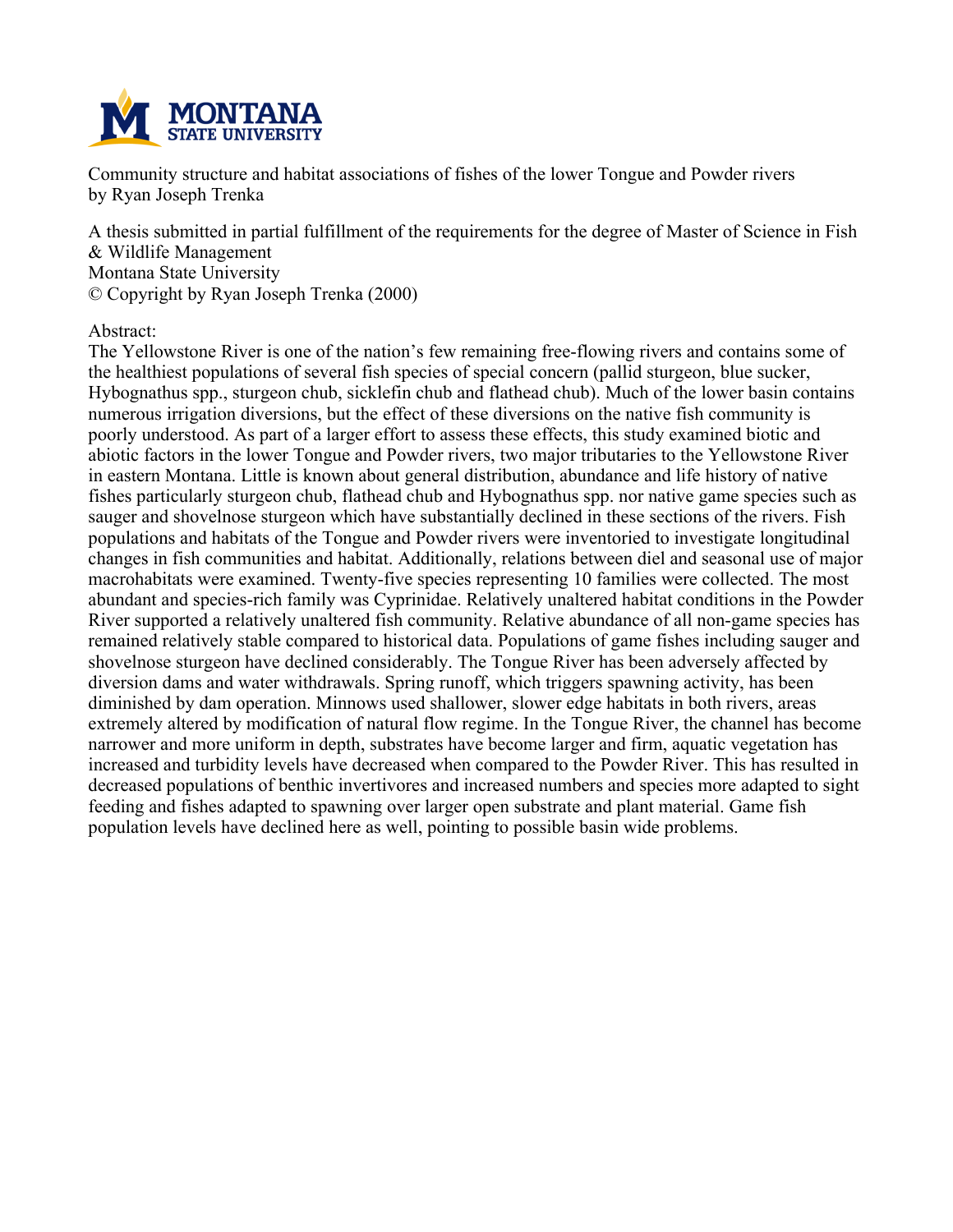Community structure and habitat associations of fishes of the lower Tongue and Powder rivers
by Ryan Joseph Trenka

A thesis submitted in partial fulfillment of the requirements for the degree of Master of Science in Fish & Wildlife Management
Montana State University
© Copyright by Ryan Joseph Trenka (2000)

Abstract:

The Yellowstone River is one of the nation's few remaining free-flowing rivers and contains some of the healthiest populations of several fish species of special concern (pallid sturgeon, blue sucker, Hybognathus spp., sturgeon chub, sicklefin chub and flathead chub). Much of the lower basin contains numerous irrigation diversions, but the effect of these diversions on the native fish community is poorly understood. As part of a larger effort to assess these effects, this study examined biotic and abiotic factors in the lower Tongue and Powder rivers, two major tributaries to the Yellowstone River in eastern Montana. Little is known about general distribution, abundance and life history of native fishes particularly sturgeon chub, flathead chub and Hybognathus spp. nor native game species such as sauger and shovelnose sturgeon which have substantially declined in these sections of the rivers. Fish populations and habitats of the Tongue and Powder rivers were inventoried to investigate longitudinal changes in fish communities and habitat. Additionally, relations between diel and seasonal use of major macrohabitats were examined. Twenty-five species representing 10 families were collected. The most abundant and species-rich family was Cyprinidae. Relatively unaltered habitat conditions in the Powder River supported a relatively unaltered fish community. Relative abundance of all non-game species has remained relatively stable compared to historical data. Populations of game fishes including sauger and shovelnose sturgeon have declined considerably. The Tongue River has been adversely affected by diversion dams and water withdrawals. Spring runoff, which triggers spawning activity, has been diminished by dam operation. Minnows used shallower, slower edge habitats in both rivers, areas extremely altered by modification of natural flow regime. In the Tongue River, the channel has become narrower and more uniform in depth, substrates have become larger and firm, aquatic vegetation has increased and turbidity levels have decreased when compared to the Powder River. This has resulted in decreased populations of benthic invertivores and increased numbers and species more adapted to sight feeding and fishes adapted to spawning over larger open substrate and plant material. Game fish population levels have declined here as well, pointing to possible basin wide problems.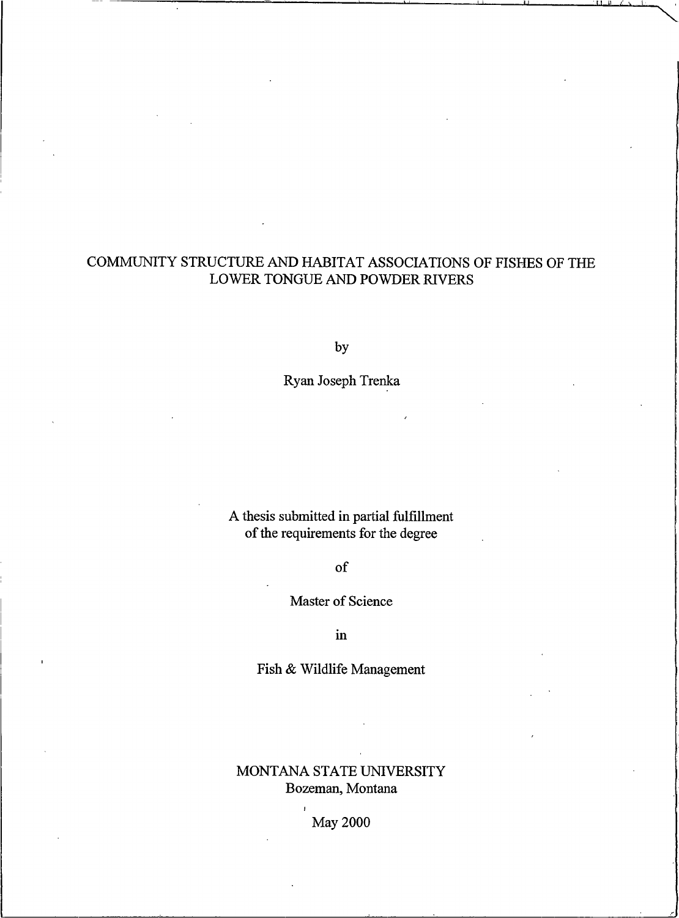# COMMUNITY STRUCTURE AND HABITAT ASSOCIATIONS OF FISHES OF THE LOWER TONGUE AND POWDER RIVERS

by

Ryan Joseph Trenka

A thesis submitted in partial fulfillment of the requirements for the degree

of

Master of Science

in

Fish & Wildlife Management

MONTANA STATE UNIVERSITY
Bozeman, Montana

May 2000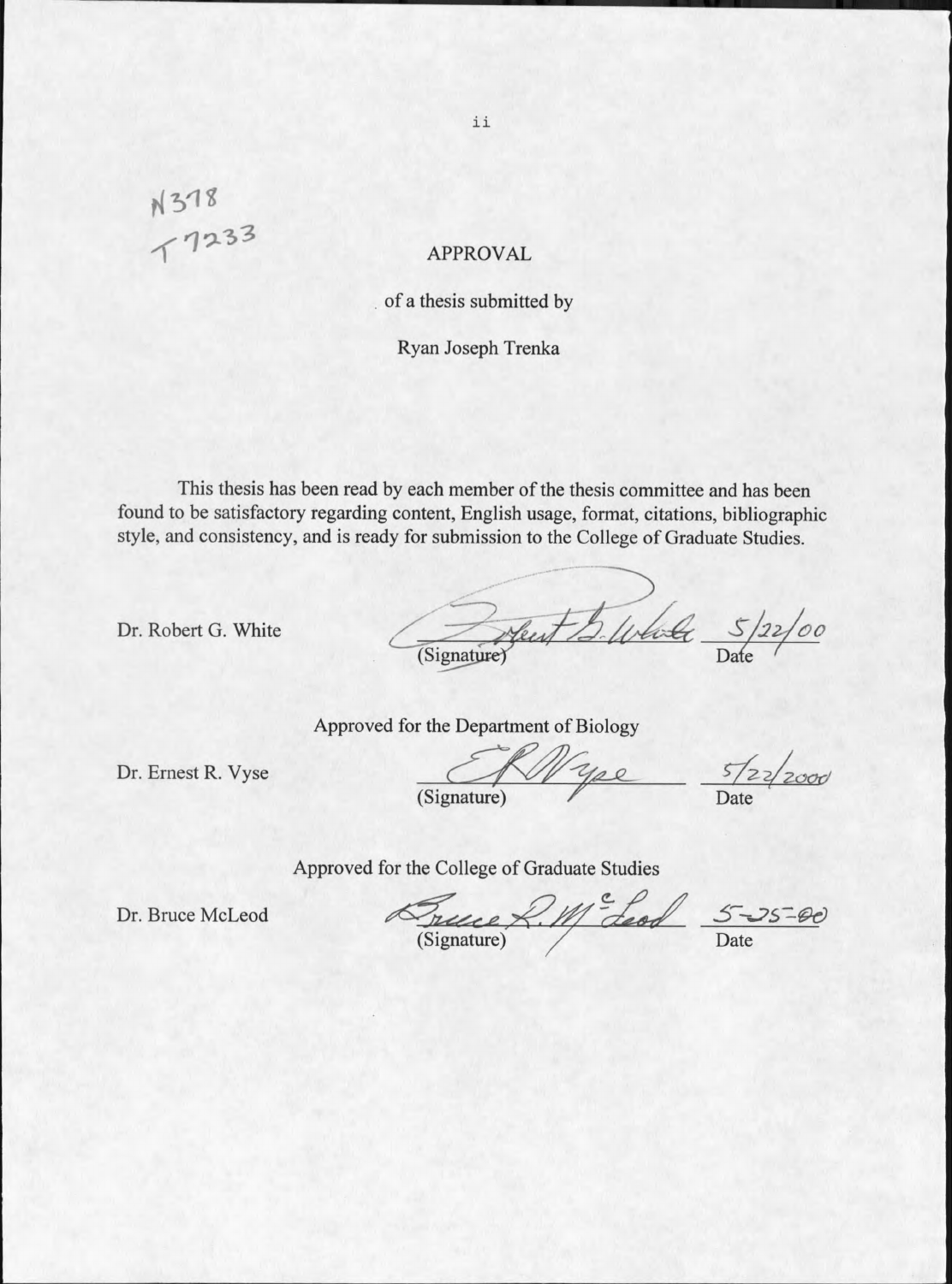N378
T7233

# APPROVAL

of a thesis submitted by

Ryan Joseph Trenka

This thesis has been read by each member of the thesis committee and has been found to be satisfactory regarding content, English usage, format, citations, bibliographic style, and consistency, and is ready for submission to the College of Graduate Studies.

Dr. Robert G. White — (Signature) Robert G. White — Date 5/22/00

Approved for the Department of Biology

Dr. Ernest R. Vyse — (Signature) E R Vyse — Date 5/22/2000

Approved for the College of Graduate Studies

Dr. Bruce McLeod — (Signature) Bruce R. McLeod — Date 5-25-00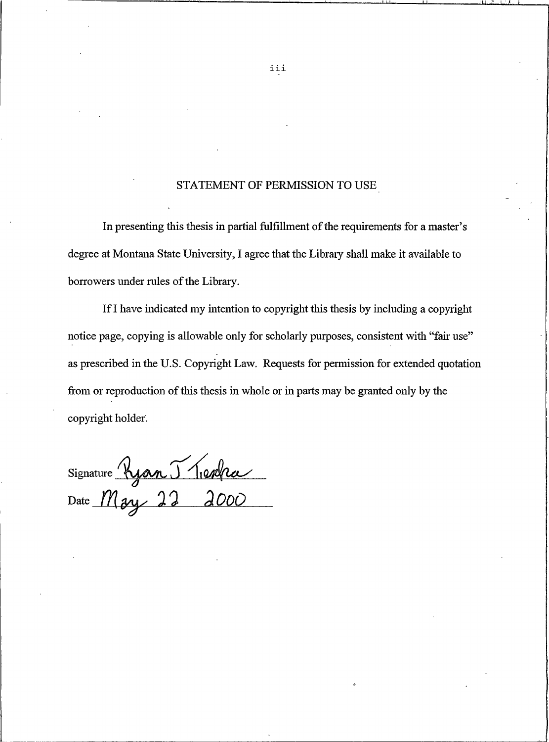## STATEMENT OF PERMISSION TO USE

In presenting this thesis in partial fulfillment of the requirements for a master's degree at Montana State University, I agree that the Library shall make it available to borrowers under rules of the Library.

If I have indicated my intention to copyright this thesis by including a copyright notice page, copying is allowable only for scholarly purposes, consistent with "fair use" as prescribed in the U.S. Copyright Law. Requests for permission for extended quotation from or reproduction of this thesis in whole or in parts may be granted only by the copyright holder.

Signature Ryan J Tierra

Date May 22 2000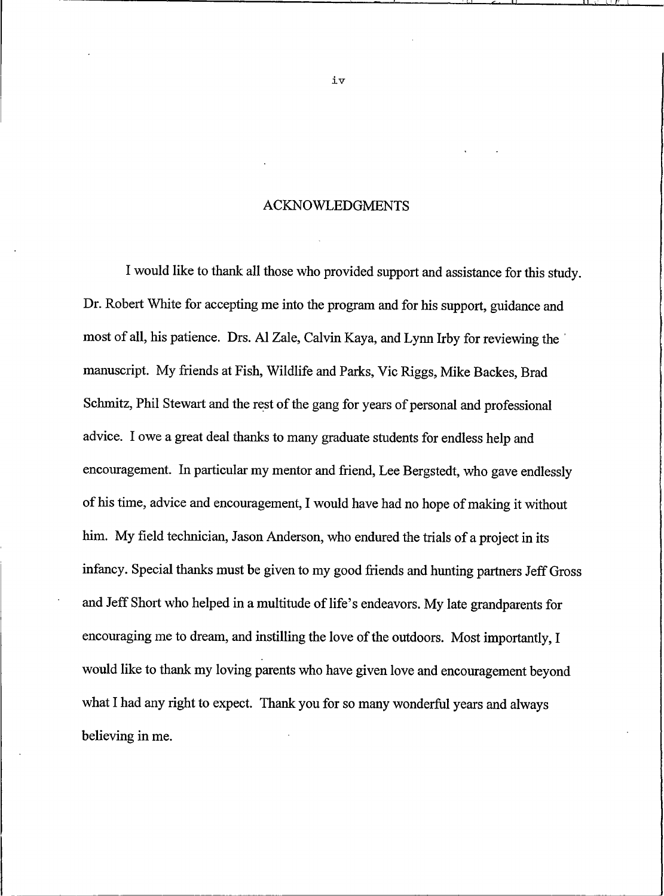# ACKNOWLEDGMENTS

I would like to thank all those who provided support and assistance for this study. Dr. Robert White for accepting me into the program and for his support, guidance and most of all, his patience. Drs. Al Zale, Calvin Kaya, and Lynn Irby for reviewing the manuscript. My friends at Fish, Wildlife and Parks, Vic Riggs, Mike Backes, Brad Schmitz, Phil Stewart and the rest of the gang for years of personal and professional advice. I owe a great deal thanks to many graduate students for endless help and encouragement. In particular my mentor and friend, Lee Bergstedt, who gave endlessly of his time, advice and encouragement, I would have had no hope of making it without him. My field technician, Jason Anderson, who endured the trials of a project in its infancy. Special thanks must be given to my good friends and hunting partners Jeff Gross and Jeff Short who helped in a multitude of life's endeavors. My late grandparents for encouraging me to dream, and instilling the love of the outdoors. Most importantly, I would like to thank my loving parents who have given love and encouragement beyond what I had any right to expect. Thank you for so many wonderful years and always believing in me.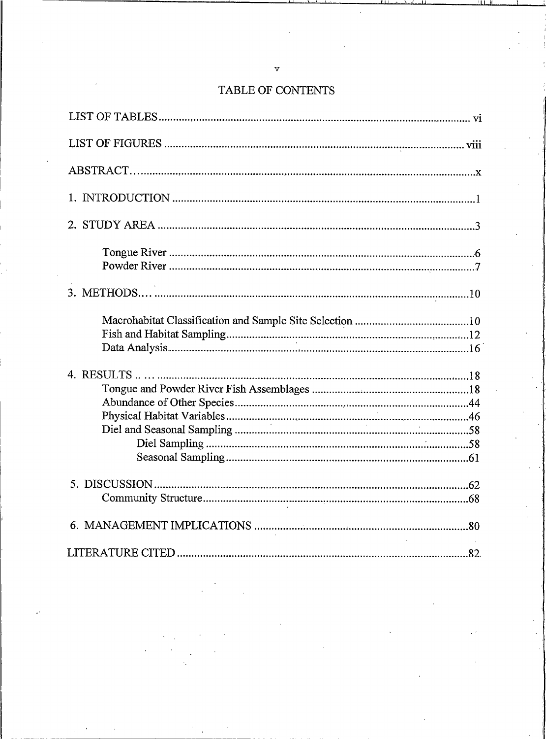# TABLE OF CONTENTS

LIST OF TABLES .......... vi

LIST OF FIGURES .......... viii

ABSTRACT .......... x

1. INTRODUCTION .......... 1

2. STUDY AREA .......... 3

    Tongue River .......... 6
    Powder River .......... 7

3. METHODS .......... 10

    Macrohabitat Classification and Sample Site Selection .......... 10
    Fish and Habitat Sampling .......... 12
    Data Analysis .......... 16

4. RESULTS .......... 18
    Tongue and Powder River Fish Assemblages .......... 18
    Abundance of Other Species .......... 44
    Physical Habitat Variables .......... 46
    Diel and Seasonal Sampling .......... 58
        Diel Sampling .......... 58
        Seasonal Sampling .......... 61

5. DISCUSSION .......... 62
    Community Structure .......... 68

6. MANAGEMENT IMPLICATIONS .......... 80

LITERATURE CITED .......... 82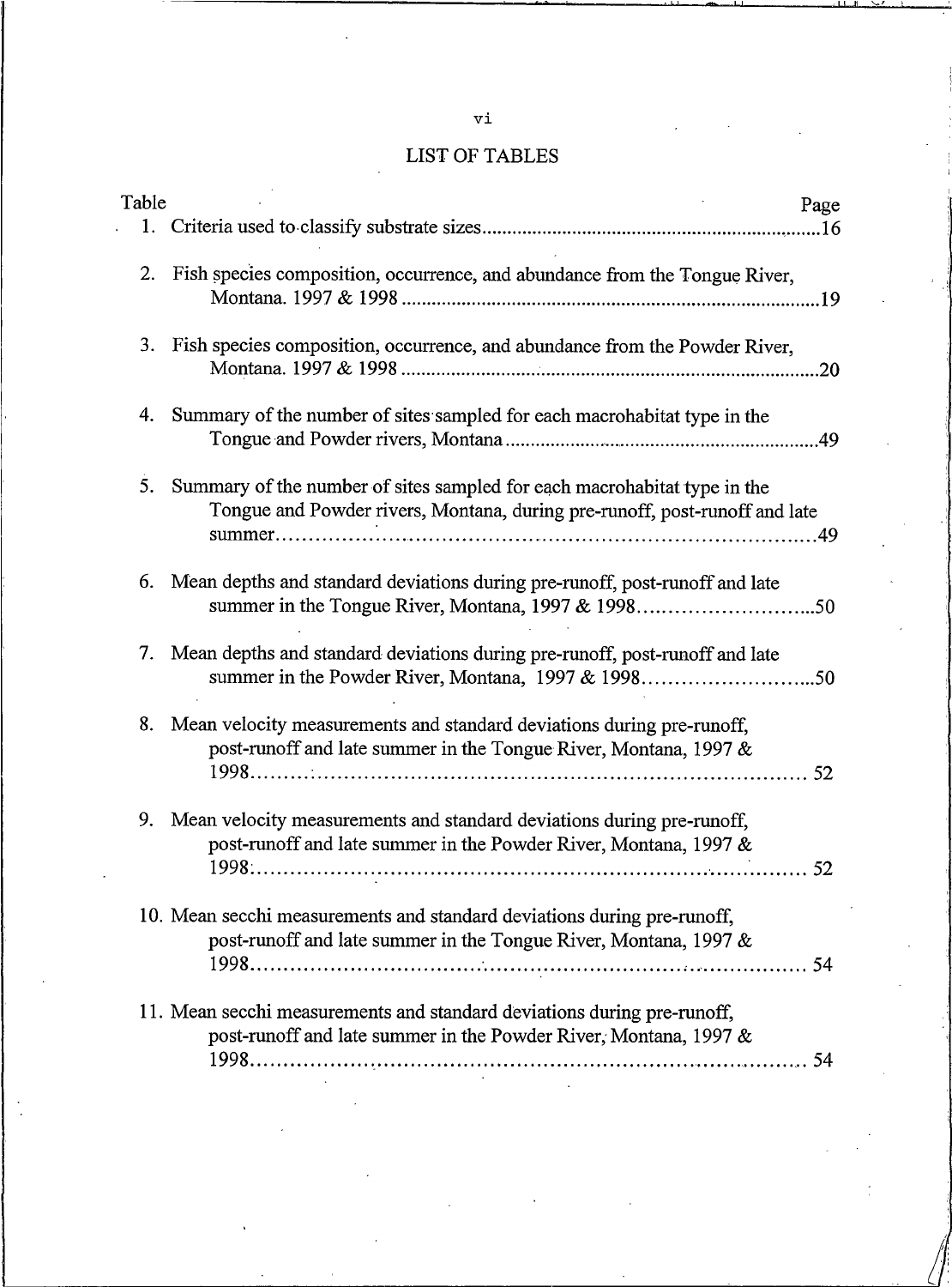# LIST OF TABLES

| Table | | Page |
|---|---|---|
| 1. | Criteria used to classify substrate sizes | 16 |
| 2. | Fish species composition, occurrence, and abundance from the Tongue River, Montana. 1997 & 1998 | 19 |
| 3. | Fish species composition, occurrence, and abundance from the Powder River, Montana. 1997 & 1998 | 20 |
| 4. | Summary of the number of sites sampled for each macrohabitat type in the Tongue and Powder rivers, Montana | 49 |
| 5. | Summary of the number of sites sampled for each macrohabitat type in the Tongue and Powder rivers, Montana, during pre-runoff, post-runoff and late summer | 49 |
| 6. | Mean depths and standard deviations during pre-runoff, post-runoff and late summer in the Tongue River, Montana, 1997 & 1998 | 50 |
| 7. | Mean depths and standard deviations during pre-runoff, post-runoff and late summer in the Powder River, Montana, 1997 & 1998 | 50 |
| 8. | Mean velocity measurements and standard deviations during pre-runoff, post-runoff and late summer in the Tongue River, Montana, 1997 & 1998 | 52 |
| 9. | Mean velocity measurements and standard deviations during pre-runoff, post-runoff and late summer in the Powder River, Montana, 1997 & 1998 | 52 |
| 10. | Mean secchi measurements and standard deviations during pre-runoff, post-runoff and late summer in the Tongue River, Montana, 1997 & 1998 | 54 |
| 11. | Mean secchi measurements and standard deviations during pre-runoff, post-runoff and late summer in the Powder River, Montana, 1997 & 1998 | 54 |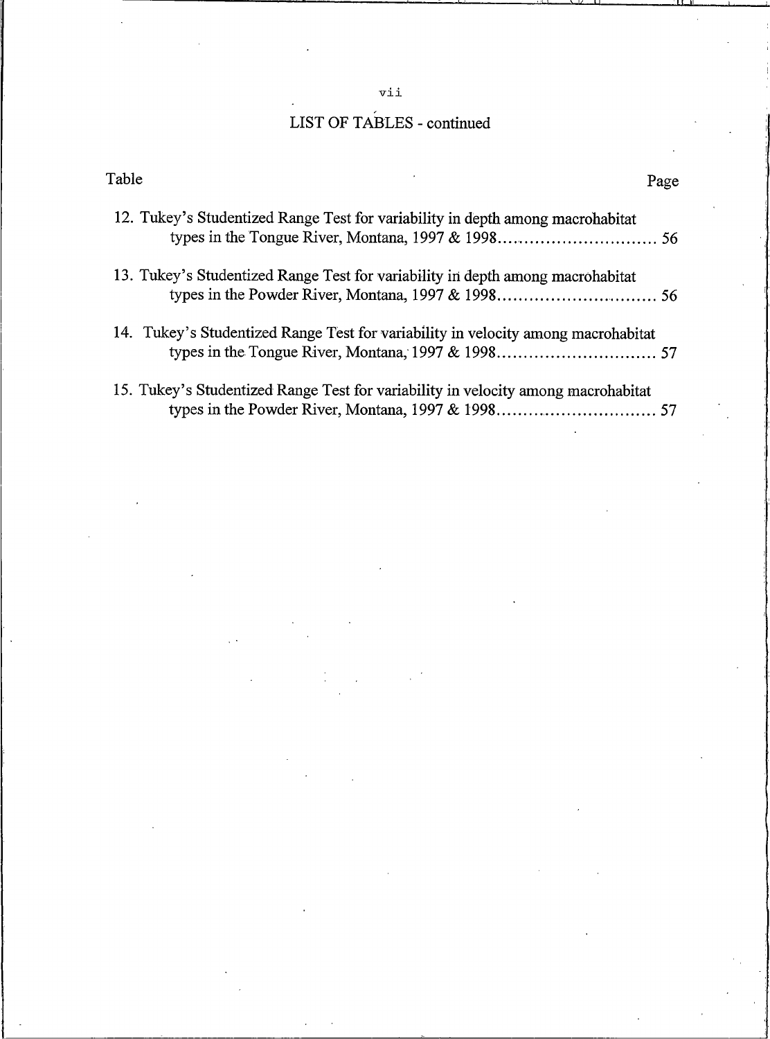## LIST OF TABLES - continued

| Table | Page |
|---|---|
| 12. Tukey's Studentized Range Test for variability in depth among macrohabitat types in the Tongue River, Montana, 1997 & 1998 | 56 |
| 13. Tukey's Studentized Range Test for variability in depth among macrohabitat types in the Powder River, Montana, 1997 & 1998 | 56 |
| 14. Tukey's Studentized Range Test for variability in velocity among macrohabitat types in the Tongue River, Montana, 1997 & 1998 | 57 |
| 15. Tukey's Studentized Range Test for variability in velocity among macrohabitat types in the Powder River, Montana, 1997 & 1998 | 57 |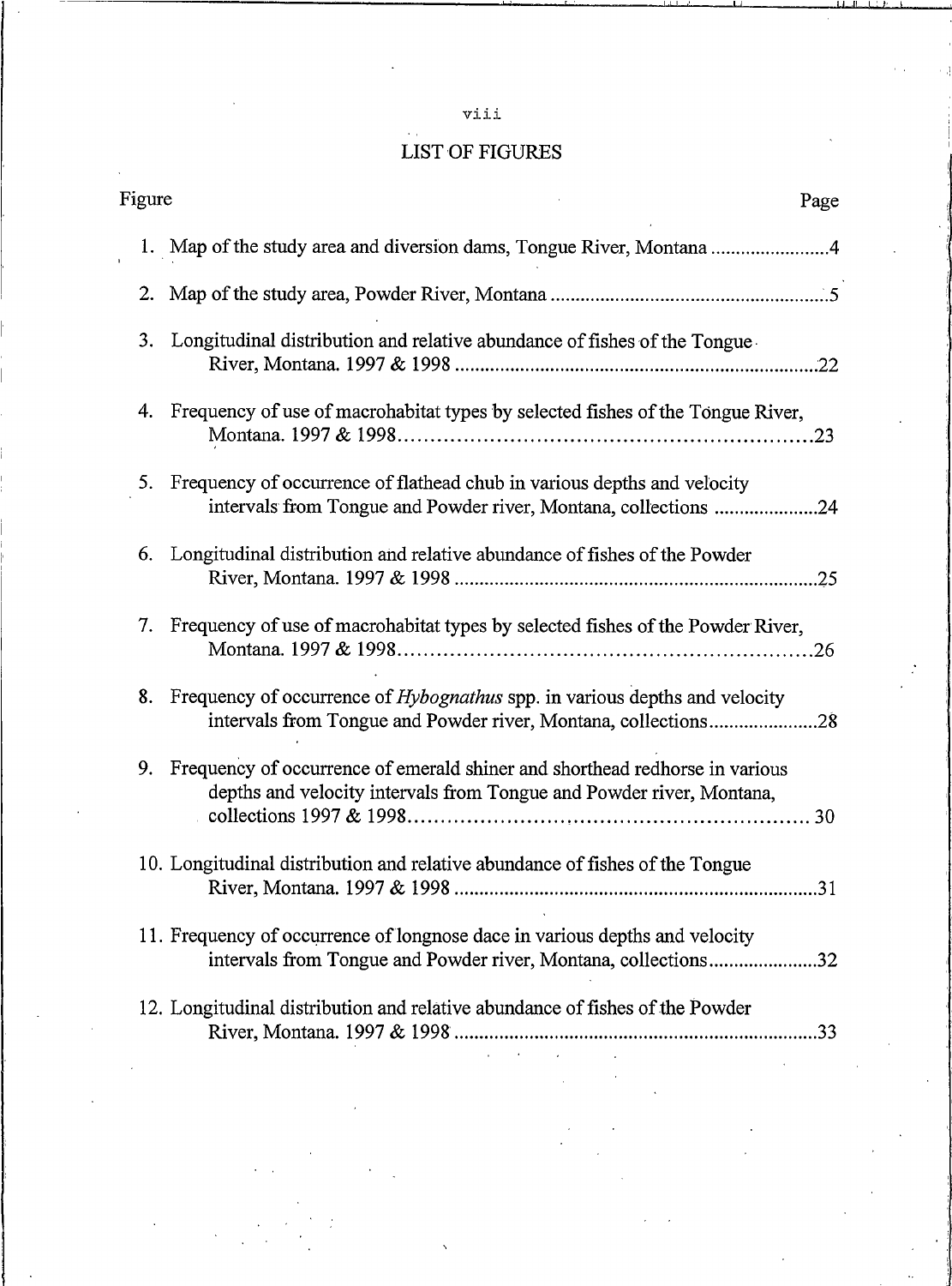# LIST OF FIGURES

| Figure | Page |
|---|---|
| 1. Map of the study area and diversion dams, Tongue River, Montana | 4 |
| 2. Map of the study area, Powder River, Montana | 5 |
| 3. Longitudinal distribution and relative abundance of fishes of the Tongue River, Montana. 1997 & 1998 | 22 |
| 4. Frequency of use of macrohabitat types by selected fishes of the Tongue River, Montana. 1997 & 1998 | 23 |
| 5. Frequency of occurrence of flathead chub in various depths and velocity intervals from Tongue and Powder river, Montana, collections | 24 |
| 6. Longitudinal distribution and relative abundance of fishes of the Powder River, Montana. 1997 & 1998 | 25 |
| 7. Frequency of use of macrohabitat types by selected fishes of the Powder River, Montana. 1997 & 1998 | 26 |
| 8. Frequency of occurrence of *Hybognathus* spp. in various depths and velocity intervals from Tongue and Powder river, Montana, collections | 28 |
| 9. Frequency of occurrence of emerald shiner and shorthead redhorse in various depths and velocity intervals from Tongue and Powder river, Montana, collections 1997 & 1998 | 30 |
| 10. Longitudinal distribution and relative abundance of fishes of the Tongue River, Montana. 1997 & 1998 | 31 |
| 11. Frequency of occurrence of longnose dace in various depths and velocity intervals from Tongue and Powder river, Montana, collections | 32 |
| 12. Longitudinal distribution and relative abundance of fishes of the Powder River, Montana. 1997 & 1998 | 33 |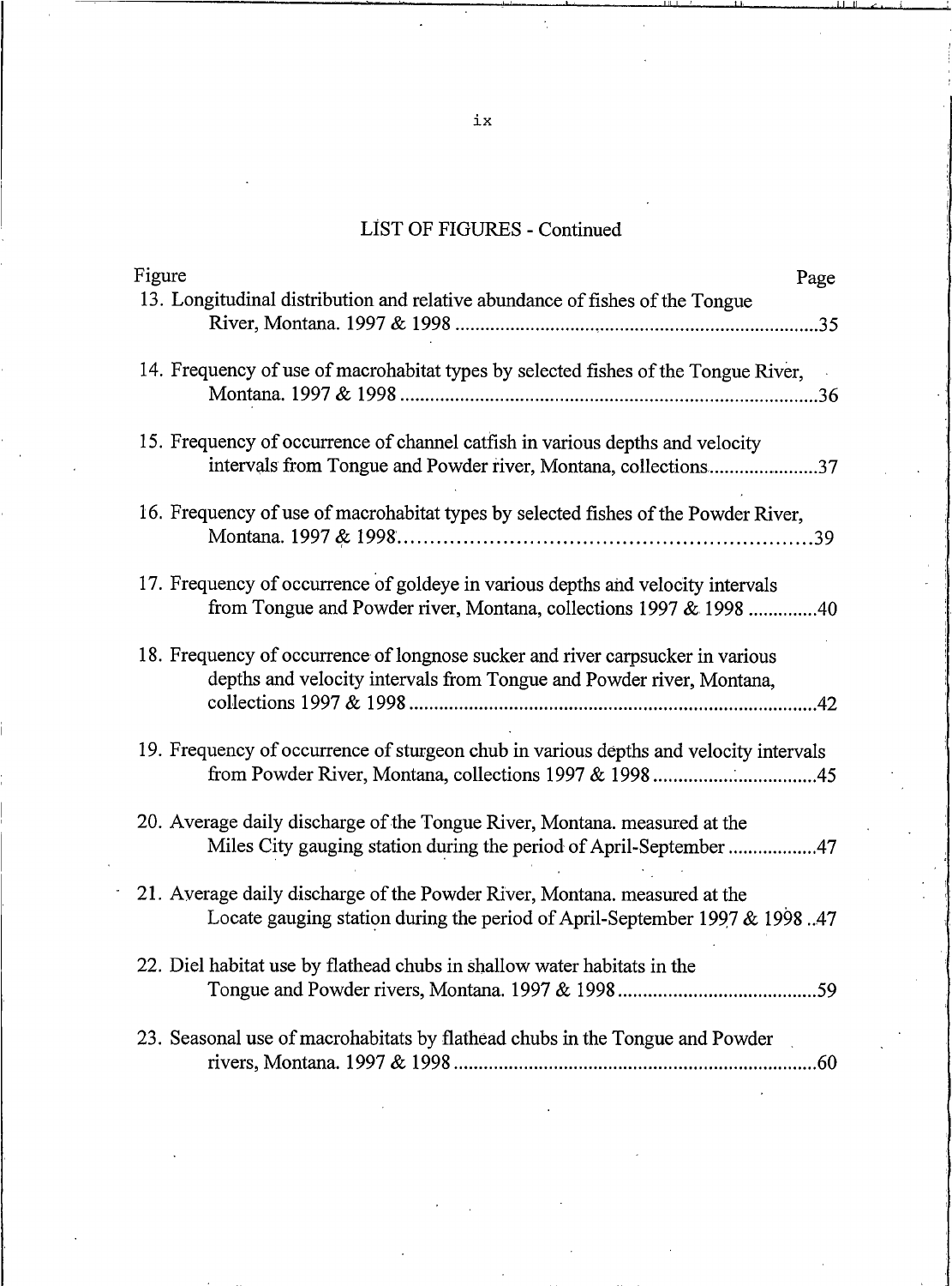## LIST OF FIGURES - Continued

| Figure | Page |
|---|---|
| 13. Longitudinal distribution and relative abundance of fishes of the Tongue River, Montana. 1997 & 1998 | 35 |
| 14. Frequency of use of macrohabitat types by selected fishes of the Tongue River, Montana. 1997 & 1998 | 36 |
| 15. Frequency of occurrence of channel catfish in various depths and velocity intervals from Tongue and Powder river, Montana, collections | 37 |
| 16. Frequency of use of macrohabitat types by selected fishes of the Powder River, Montana. 1997 & 1998 | 39 |
| 17. Frequency of occurrence of goldeye in various depths and velocity intervals from Tongue and Powder river, Montana, collections 1997 & 1998 | 40 |
| 18. Frequency of occurrence of longnose sucker and river carpsucker in various depths and velocity intervals from Tongue and Powder river, Montana, collections 1997 & 1998 | 42 |
| 19. Frequency of occurrence of sturgeon chub in various depths and velocity intervals from Powder River, Montana, collections 1997 & 1998 | 45 |
| 20. Average daily discharge of the Tongue River, Montana. measured at the Miles City gauging station during the period of April-September | 47 |
| 21. Average daily discharge of the Powder River, Montana. measured at the Locate gauging station during the period of April-September 1997 & 1998 | 47 |
| 22. Diel habitat use by flathead chubs in shallow water habitats in the Tongue and Powder rivers, Montana. 1997 & 1998 | 59 |
| 23. Seasonal use of macrohabitats by flathead chubs in the Tongue and Powder rivers, Montana. 1997 & 1998 | 60 |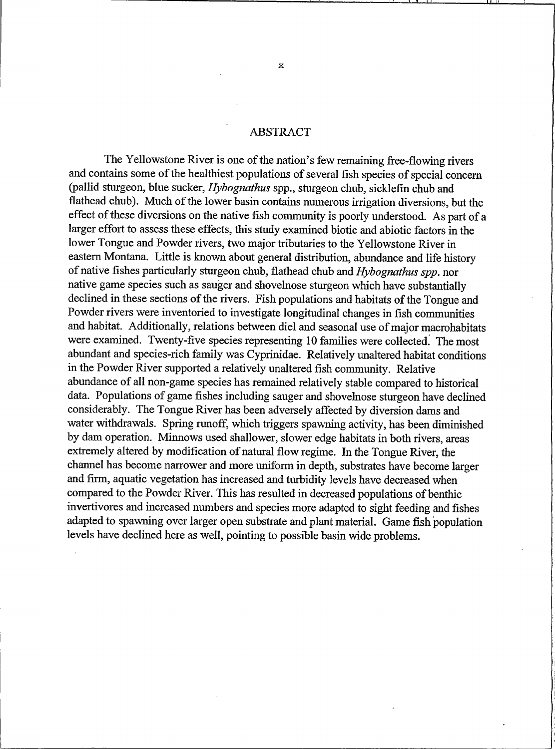# ABSTRACT

The Yellowstone River is one of the nation's few remaining free-flowing rivers and contains some of the healthiest populations of several fish species of special concern (pallid sturgeon, blue sucker, *Hybognathus* spp., sturgeon chub, sicklefin chub and flathead chub). Much of the lower basin contains numerous irrigation diversions, but the effect of these diversions on the native fish community is poorly understood. As part of a larger effort to assess these effects, this study examined biotic and abiotic factors in the lower Tongue and Powder rivers, two major tributaries to the Yellowstone River in eastern Montana. Little is known about general distribution, abundance and life history of native fishes particularly sturgeon chub, flathead chub and *Hybognathus spp.* nor native game species such as sauger and shovelnose sturgeon which have substantially declined in these sections of the rivers. Fish populations and habitats of the Tongue and Powder rivers were inventoried to investigate longitudinal changes in fish communities and habitat. Additionally, relations between diel and seasonal use of major macrohabitats were examined. Twenty-five species representing 10 families were collected. The most abundant and species-rich family was Cyprinidae. Relatively unaltered habitat conditions in the Powder River supported a relatively unaltered fish community. Relative abundance of all non-game species has remained relatively stable compared to historical data. Populations of game fishes including sauger and shovelnose sturgeon have declined considerably. The Tongue River has been adversely affected by diversion dams and water withdrawals. Spring runoff, which triggers spawning activity, has been diminished by dam operation. Minnows used shallower, slower edge habitats in both rivers, areas extremely altered by modification of natural flow regime. In the Tongue River, the channel has become narrower and more uniform in depth, substrates have become larger and firm, aquatic vegetation has increased and turbidity levels have decreased when compared to the Powder River. This has resulted in decreased populations of benthic invertivores and increased numbers and species more adapted to sight feeding and fishes adapted to spawning over larger open substrate and plant material. Game fish population levels have declined here as well, pointing to possible basin wide problems.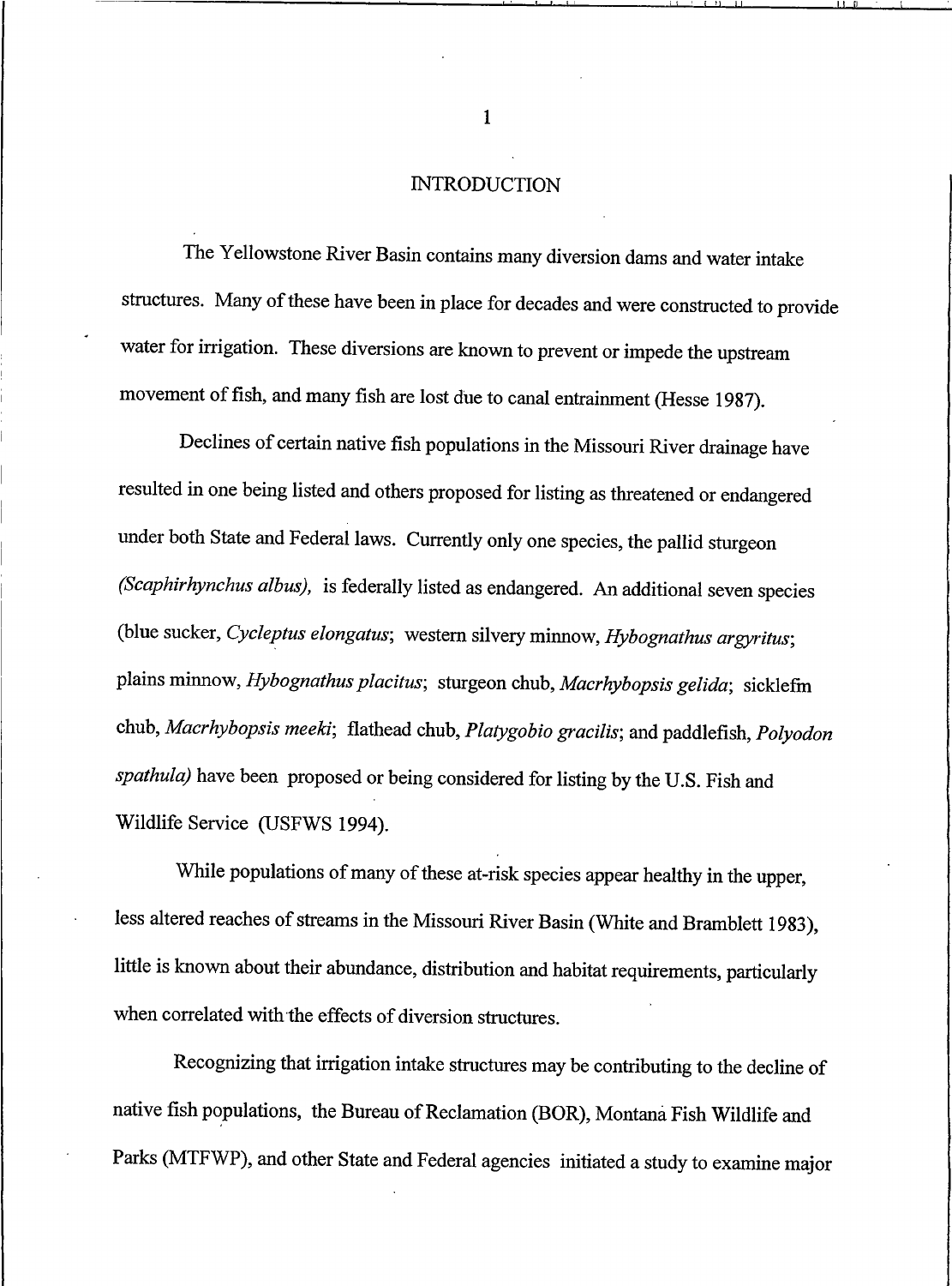# INTRODUCTION

The Yellowstone River Basin contains many diversion dams and water intake structures. Many of these have been in place for decades and were constructed to provide water for irrigation. These diversions are known to prevent or impede the upstream movement of fish, and many fish are lost due to canal entrainment (Hesse 1987).

Declines of certain native fish populations in the Missouri River drainage have resulted in one being listed and others proposed for listing as threatened or endangered under both State and Federal laws. Currently only one species, the pallid sturgeon (*Scaphirhynchus albus*), is federally listed as endangered. An additional seven species (blue sucker, *Cycleptus elongatus*; western silvery minnow, *Hybognathus argyritus*; plains minnow, *Hybognathus placitus*; sturgeon chub, *Macrhybopsis gelida*; sicklefin chub, *Macrhybopsis meeki*; flathead chub, *Platygobio gracilis*; and paddlefish, *Polyodon spathula*) have been proposed or being considered for listing by the U.S. Fish and Wildlife Service (USFWS 1994).

While populations of many of these at-risk species appear healthy in the upper, less altered reaches of streams in the Missouri River Basin (White and Bramblett 1983), little is known about their abundance, distribution and habitat requirements, particularly when correlated with the effects of diversion structures.

Recognizing that irrigation intake structures may be contributing to the decline of native fish populations, the Bureau of Reclamation (BOR), Montana Fish Wildlife and Parks (MTFWP), and other State and Federal agencies initiated a study to examine major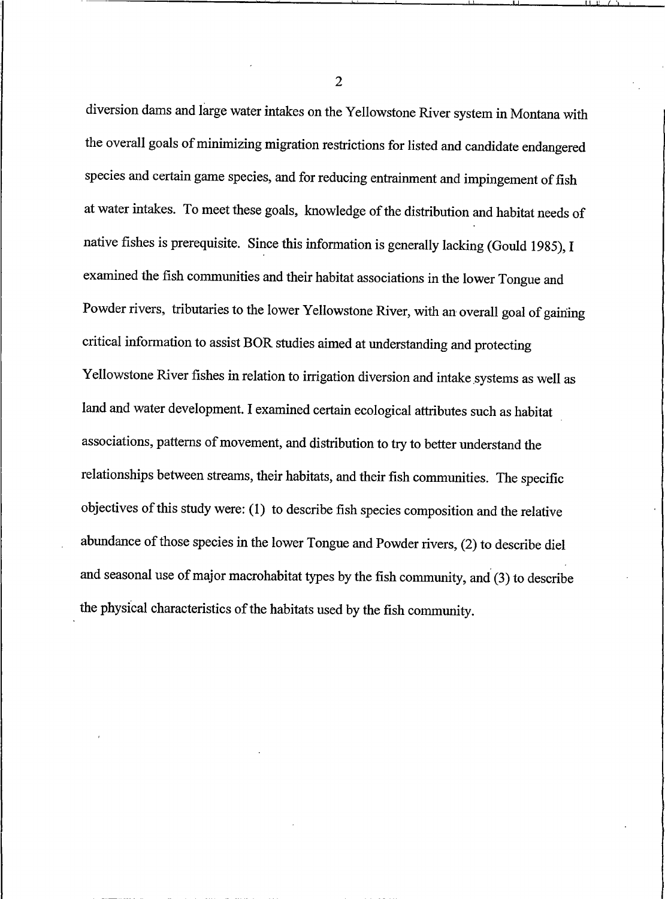diversion dams and large water intakes on the Yellowstone River system in Montana with the overall goals of minimizing migration restrictions for listed and candidate endangered species and certain game species, and for reducing entrainment and impingement of fish at water intakes. To meet these goals, knowledge of the distribution and habitat needs of native fishes is prerequisite. Since this information is generally lacking (Gould 1985), I examined the fish communities and their habitat associations in the lower Tongue and Powder rivers, tributaries to the lower Yellowstone River, with an overall goal of gaining critical information to assist BOR studies aimed at understanding and protecting Yellowstone River fishes in relation to irrigation diversion and intake systems as well as land and water development. I examined certain ecological attributes such as habitat associations, patterns of movement, and distribution to try to better understand the relationships between streams, their habitats, and their fish communities. The specific objectives of this study were: (1) to describe fish species composition and the relative abundance of those species in the lower Tongue and Powder rivers, (2) to describe diel and seasonal use of major macrohabitat types by the fish community, and (3) to describe the physical characteristics of the habitats used by the fish community.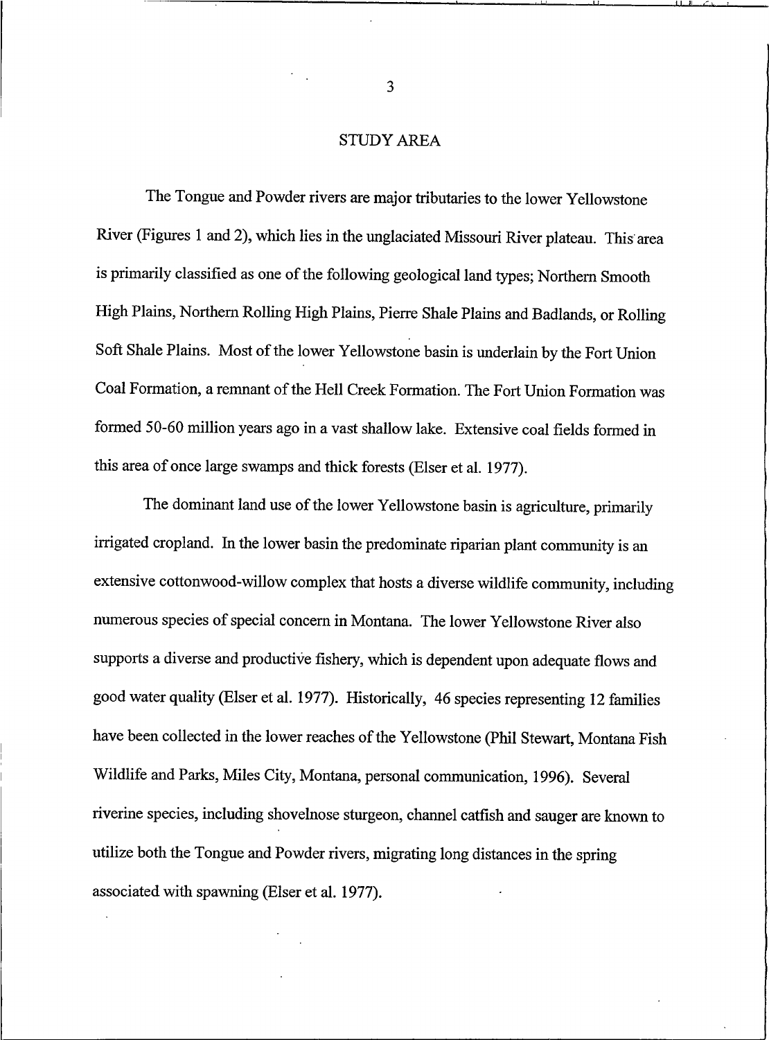## STUDY AREA

The Tongue and Powder rivers are major tributaries to the lower Yellowstone River (Figures 1 and 2), which lies in the unglaciated Missouri River plateau. This area is primarily classified as one of the following geological land types; Northern Smooth High Plains, Northern Rolling High Plains, Pierre Shale Plains and Badlands, or Rolling Soft Shale Plains. Most of the lower Yellowstone basin is underlain by the Fort Union Coal Formation, a remnant of the Hell Creek Formation. The Fort Union Formation was formed 50-60 million years ago in a vast shallow lake. Extensive coal fields formed in this area of once large swamps and thick forests (Elser et al. 1977).

The dominant land use of the lower Yellowstone basin is agriculture, primarily irrigated cropland. In the lower basin the predominate riparian plant community is an extensive cottonwood-willow complex that hosts a diverse wildlife community, including numerous species of special concern in Montana. The lower Yellowstone River also supports a diverse and productive fishery, which is dependent upon adequate flows and good water quality (Elser et al. 1977). Historically, 46 species representing 12 families have been collected in the lower reaches of the Yellowstone (Phil Stewart, Montana Fish Wildlife and Parks, Miles City, Montana, personal communication, 1996). Several riverine species, including shovelnose sturgeon, channel catfish and sauger are known to utilize both the Tongue and Powder rivers, migrating long distances in the spring associated with spawning (Elser et al. 1977).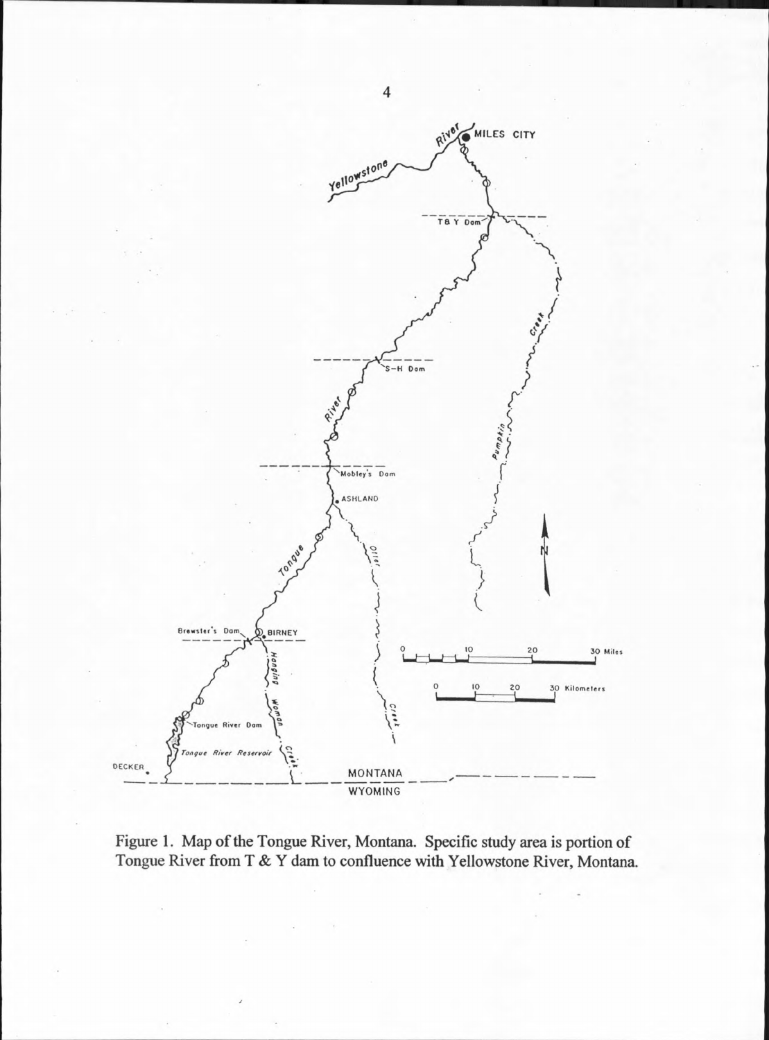Figure 1. Map of the Tongue River, Montana. Specific study area is portion of Tongue River from T & Y dam to confluence with Yellowstone River, Montana.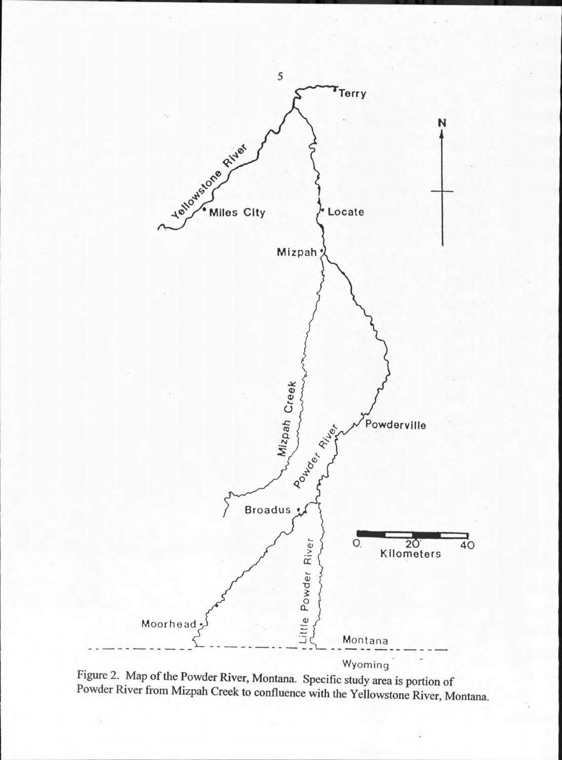Figure 2. Map of the Powder River, Montana. Specific study area is portion of Powder River from Mizpah Creek to confluence with the Yellowstone River, Montana.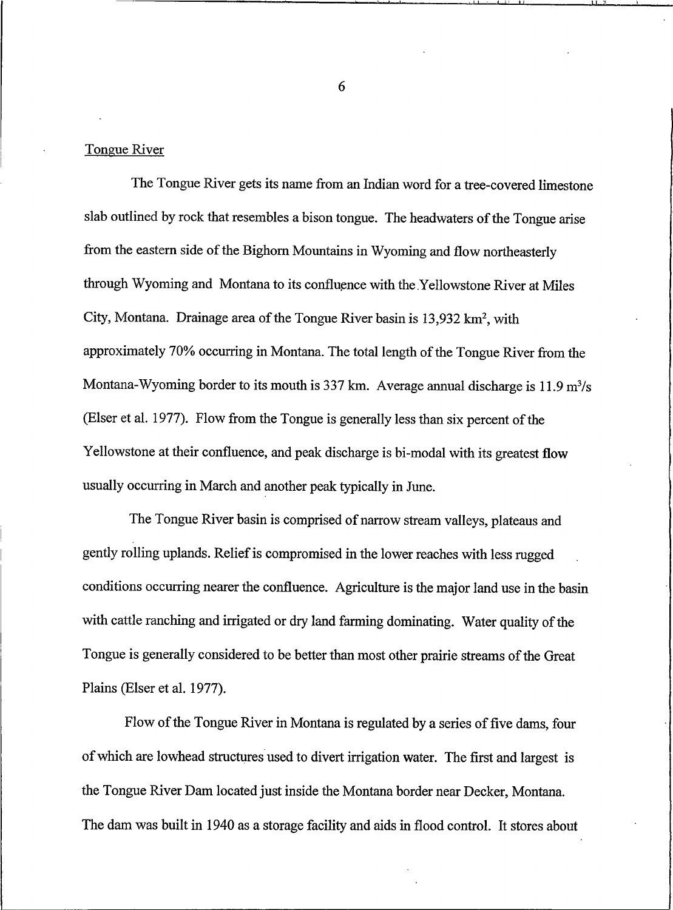## Tongue River

The Tongue River gets its name from an Indian word for a tree-covered limestone slab outlined by rock that resembles a bison tongue. The headwaters of the Tongue arise from the eastern side of the Bighorn Mountains in Wyoming and flow northeasterly through Wyoming and Montana to its confluence with the Yellowstone River at Miles City, Montana. Drainage area of the Tongue River basin is 13,932 $km^2$, with approximately 70% occurring in Montana. The total length of the Tongue River from the Montana-Wyoming border to its mouth is 337 km. Average annual discharge is 11.9 $m^3/s$ (Elser et al. 1977). Flow from the Tongue is generally less than six percent of the Yellowstone at their confluence, and peak discharge is bi-modal with its greatest flow usually occurring in March and another peak typically in June.

The Tongue River basin is comprised of narrow stream valleys, plateaus and gently rolling uplands. Relief is compromised in the lower reaches with less rugged conditions occurring nearer the confluence. Agriculture is the major land use in the basin with cattle ranching and irrigated or dry land farming dominating. Water quality of the Tongue is generally considered to be better than most other prairie streams of the Great Plains (Elser et al. 1977).

Flow of the Tongue River in Montana is regulated by a series of five dams, four of which are lowhead structures used to divert irrigation water. The first and largest is the Tongue River Dam located just inside the Montana border near Decker, Montana. The dam was built in 1940 as a storage facility and aids in flood control. It stores about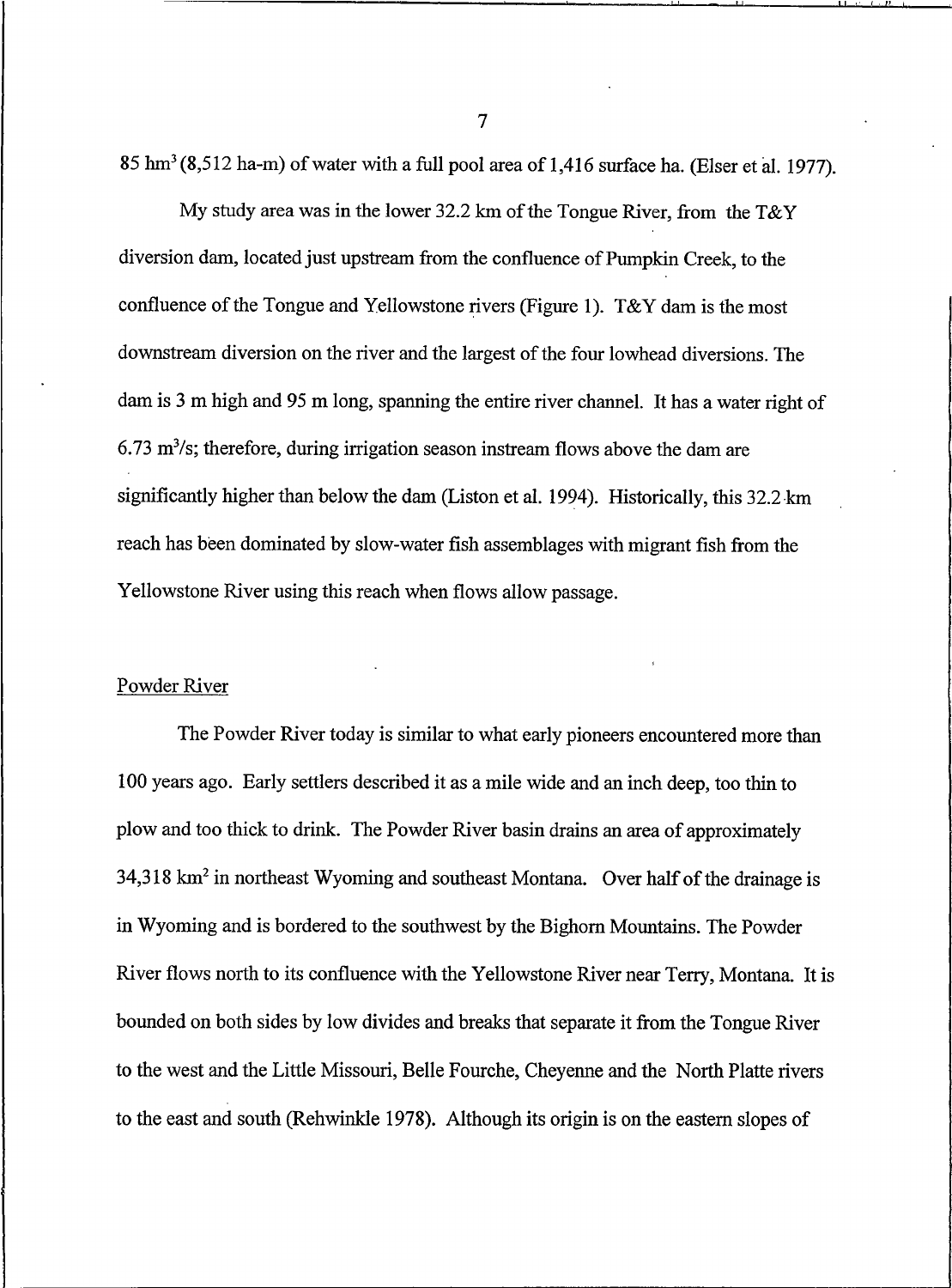85 $hm^3$ (8,512 ha-m) of water with a full pool area of 1,416 surface ha. (Elser et al. 1977).

My study area was in the lower 32.2 km of the Tongue River, from the T&Y diversion dam, located just upstream from the confluence of Pumpkin Creek, to the confluence of the Tongue and Yellowstone rivers (Figure 1). T&Y dam is the most downstream diversion on the river and the largest of the four lowhead diversions. The dam is 3 m high and 95 m long, spanning the entire river channel. It has a water right of 6.73 $m^3/s$; therefore, during irrigation season instream flows above the dam are significantly higher than below the dam (Liston et al. 1994). Historically, this 32.2 km reach has been dominated by slow-water fish assemblages with migrant fish from the Yellowstone River using this reach when flows allow passage.

## Powder River

The Powder River today is similar to what early pioneers encountered more than 100 years ago. Early settlers described it as a mile wide and an inch deep, too thin to plow and too thick to drink. The Powder River basin drains an area of approximately 34,318 $km^2$ in northeast Wyoming and southeast Montana. Over half of the drainage is in Wyoming and is bordered to the southwest by the Bighorn Mountains. The Powder River flows north to its confluence with the Yellowstone River near Terry, Montana. It is bounded on both sides by low divides and breaks that separate it from the Tongue River to the west and the Little Missouri, Belle Fourche, Cheyenne and the North Platte rivers to the east and south (Rehwinkle 1978). Although its origin is on the eastern slopes of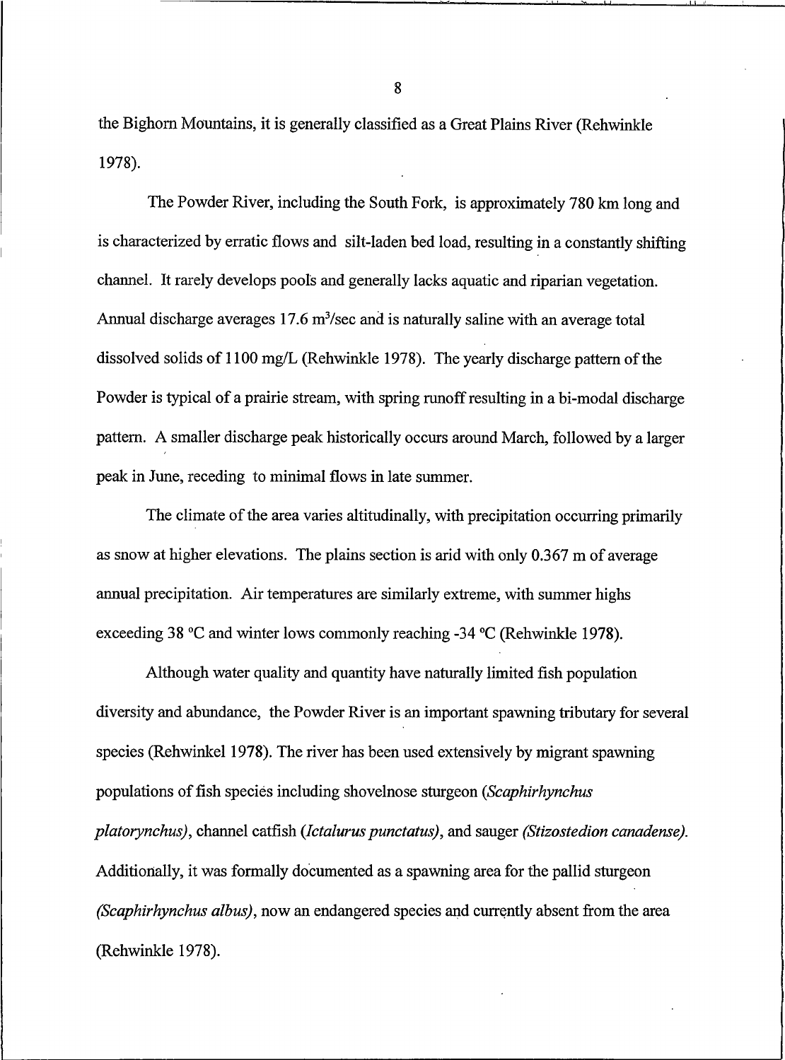the Bighorn Mountains, it is generally classified as a Great Plains River (Rehwinkle 1978).

The Powder River, including the South Fork, is approximately 780 km long and is characterized by erratic flows and silt-laden bed load, resulting in a constantly shifting channel. It rarely develops pools and generally lacks aquatic and riparian vegetation. Annual discharge averages 17.6 $m^3$/sec and is naturally saline with an average total dissolved solids of 1100 mg/L (Rehwinkle 1978). The yearly discharge pattern of the Powder is typical of a prairie stream, with spring runoff resulting in a bi-modal discharge pattern. A smaller discharge peak historically occurs around March, followed by a larger peak in June, receding to minimal flows in late summer.

The climate of the area varies altitudinally, with precipitation occurring primarily as snow at higher elevations. The plains section is arid with only 0.367 m of average annual precipitation. Air temperatures are similarly extreme, with summer highs exceeding 38 °C and winter lows commonly reaching -34 °C (Rehwinkle 1978).

Although water quality and quantity have naturally limited fish population diversity and abundance, the Powder River is an important spawning tributary for several species (Rehwinkel 1978). The river has been used extensively by migrant spawning populations of fish species including shovelnose sturgeon (*Scaphirhynchus platorynchus)*, channel catfish (*Ictalurus punctatus)*, and sauger *(Stizostedion canadense)*. Additionally, it was formally documented as a spawning area for the pallid sturgeon *(Scaphirhynchus albus)*, now an endangered species and currently absent from the area (Rehwinkle 1978).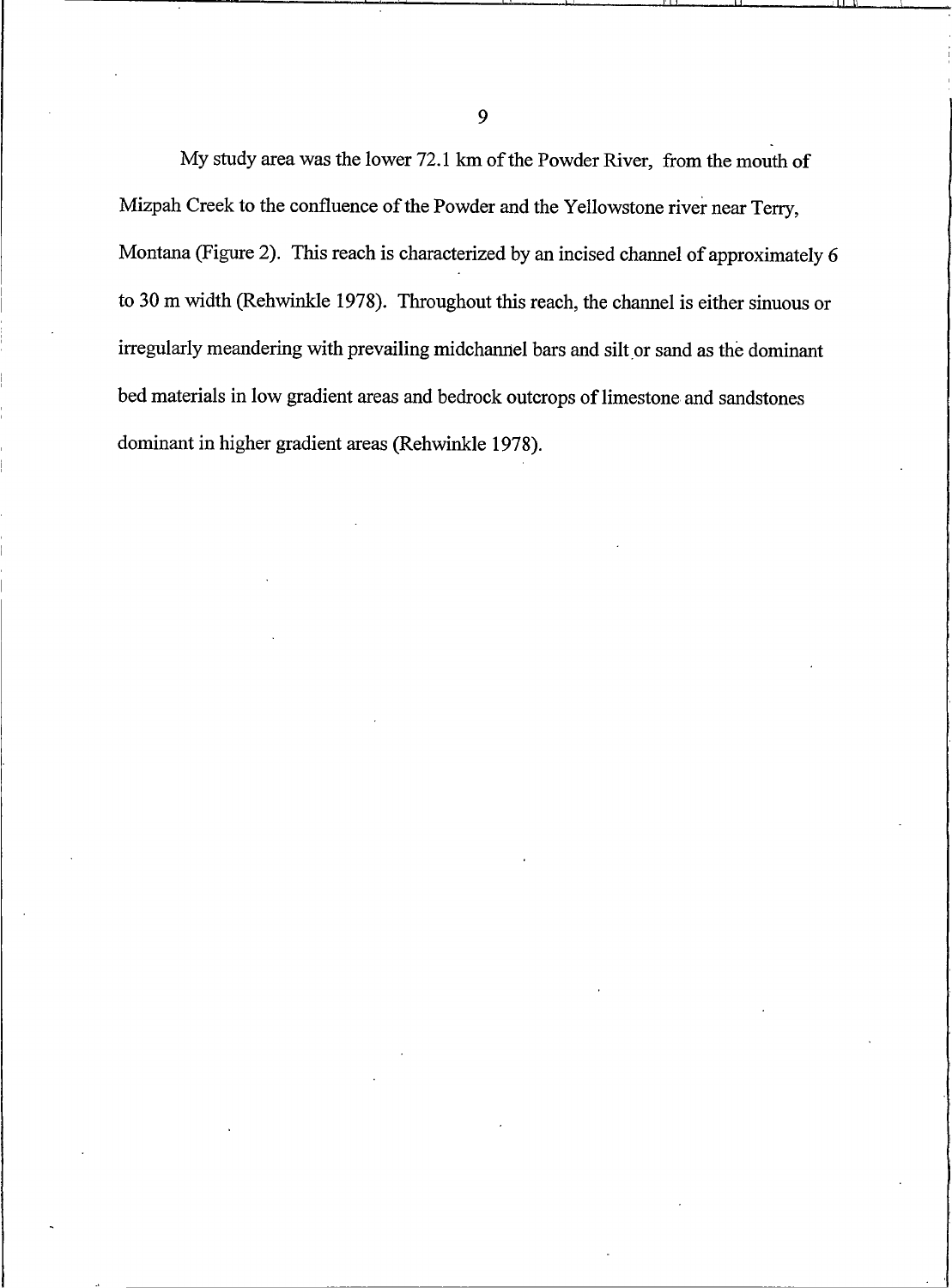My study area was the lower 72.1 km of the Powder River, from the mouth of Mizpah Creek to the confluence of the Powder and the Yellowstone river near Terry, Montana (Figure 2). This reach is characterized by an incised channel of approximately 6 to 30 m width (Rehwinkle 1978). Throughout this reach, the channel is either sinuous or irregularly meandering with prevailing midchannel bars and silt or sand as the dominant bed materials in low gradient areas and bedrock outcrops of limestone and sandstones dominant in higher gradient areas (Rehwinkle 1978).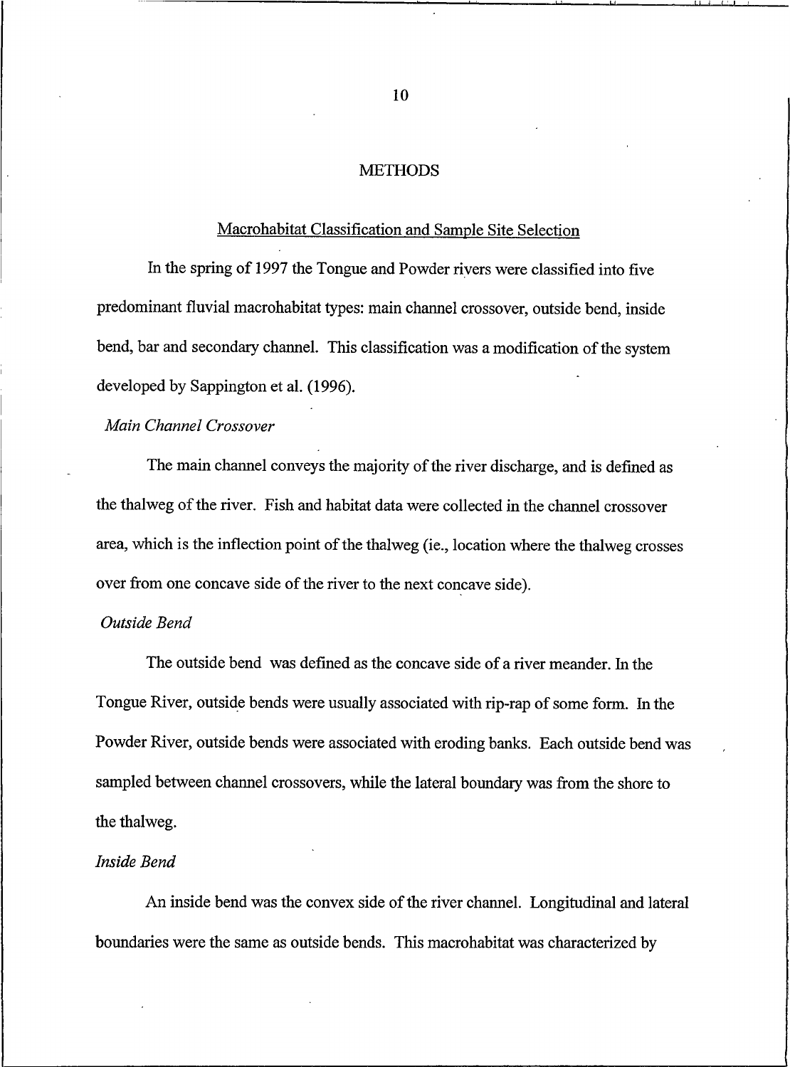# METHODS

## Macrohabitat Classification and Sample Site Selection

In the spring of 1997 the Tongue and Powder rivers were classified into five predominant fluvial macrohabitat types: main channel crossover, outside bend, inside bend, bar and secondary channel. This classification was a modification of the system developed by Sappington et al. (1996).

### *Main Channel Crossover*

The main channel conveys the majority of the river discharge, and is defined as the thalweg of the river. Fish and habitat data were collected in the channel crossover area, which is the inflection point of the thalweg (ie., location where the thalweg crosses over from one concave side of the river to the next concave side).

### *Outside Bend*

The outside bend was defined as the concave side of a river meander. In the Tongue River, outside bends were usually associated with rip-rap of some form. In the Powder River, outside bends were associated with eroding banks. Each outside bend was sampled between channel crossovers, while the lateral boundary was from the shore to the thalweg.

### *Inside Bend*

An inside bend was the convex side of the river channel. Longitudinal and lateral boundaries were the same as outside bends. This macrohabitat was characterized by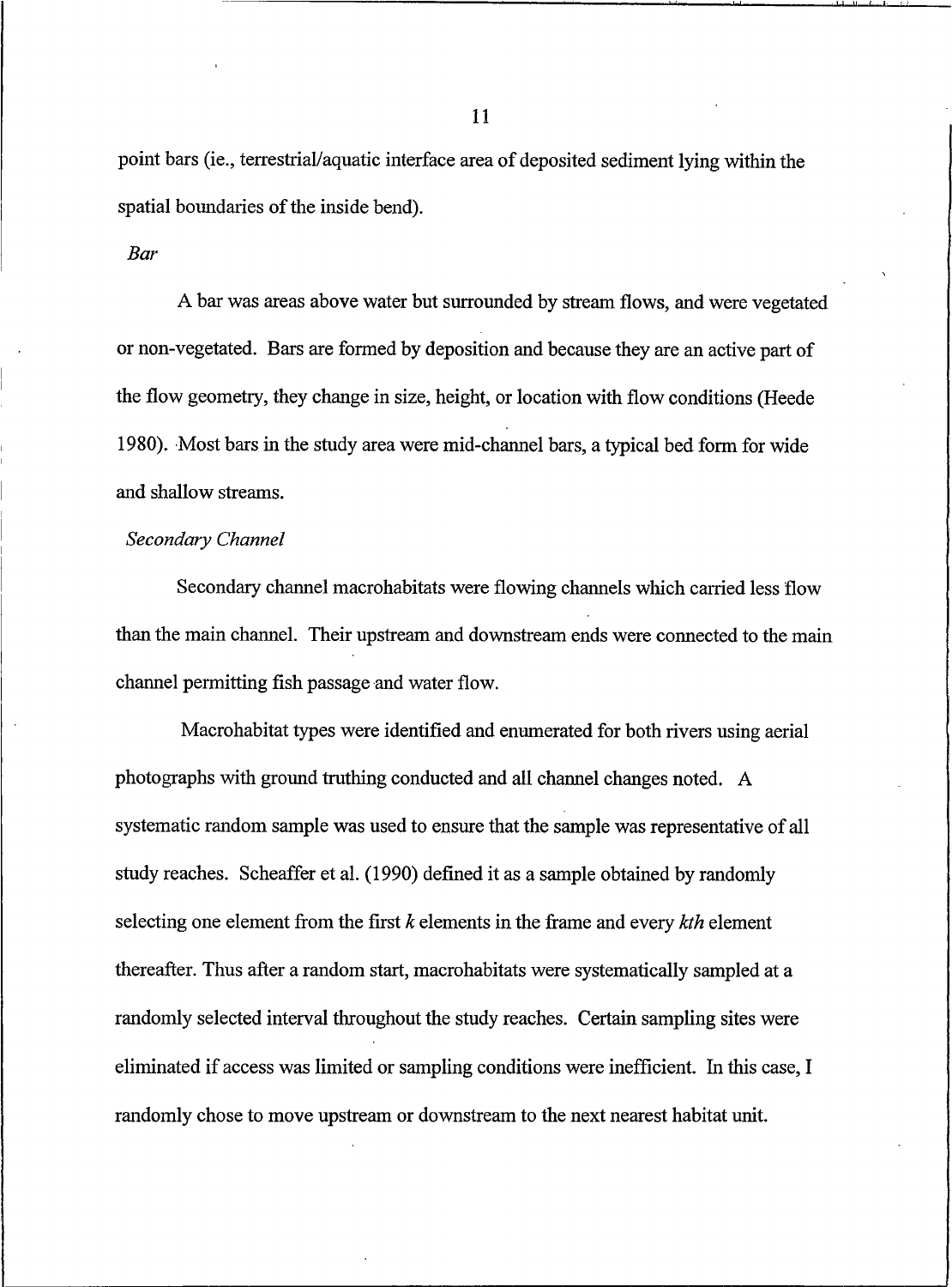point bars (ie., terrestrial/aquatic interface area of deposited sediment lying within the spatial boundaries of the inside bend).

*Bar*

A bar was areas above water but surrounded by stream flows, and were vegetated or non-vegetated. Bars are formed by deposition and because they are an active part of the flow geometry, they change in size, height, or location with flow conditions (Heede 1980). Most bars in the study area were mid-channel bars, a typical bed form for wide and shallow streams.

*Secondary Channel*

Secondary channel macrohabitats were flowing channels which carried less flow than the main channel. Their upstream and downstream ends were connected to the main channel permitting fish passage and water flow.

Macrohabitat types were identified and enumerated for both rivers using aerial photographs with ground truthing conducted and all channel changes noted. A systematic random sample was used to ensure that the sample was representative of all study reaches. Scheaffer et al. (1990) defined it as a sample obtained by randomly selecting one element from the first $k$ elements in the frame and every $k$*th* element thereafter. Thus after a random start, macrohabitats were systematically sampled at a randomly selected interval throughout the study reaches. Certain sampling sites were eliminated if access was limited or sampling conditions were inefficient. In this case, I randomly chose to move upstream or downstream to the next nearest habitat unit.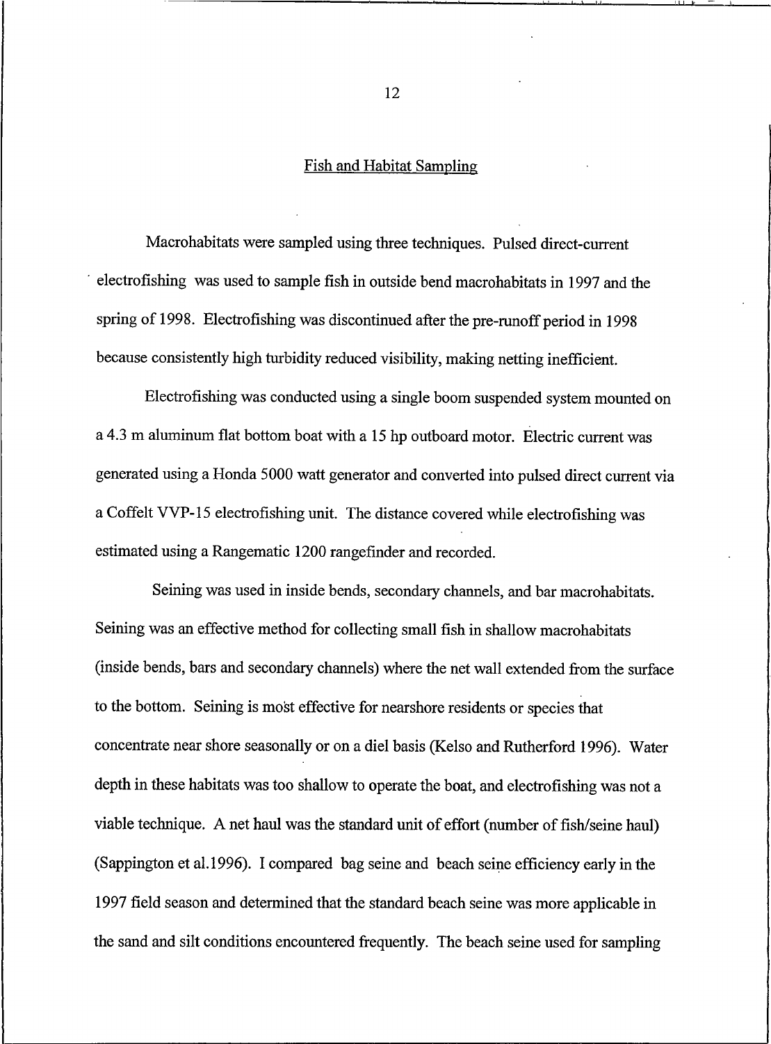## Fish and Habitat Sampling

Macrohabitats were sampled using three techniques. Pulsed direct-current electrofishing was used to sample fish in outside bend macrohabitats in 1997 and the spring of 1998. Electrofishing was discontinued after the pre-runoff period in 1998 because consistently high turbidity reduced visibility, making netting inefficient.

Electrofishing was conducted using a single boom suspended system mounted on a 4.3 m aluminum flat bottom boat with a 15 hp outboard motor. Electric current was generated using a Honda 5000 watt generator and converted into pulsed direct current via a Coffelt VVP-15 electrofishing unit. The distance covered while electrofishing was estimated using a Rangematic 1200 rangefinder and recorded.

Seining was used in inside bends, secondary channels, and bar macrohabitats. Seining was an effective method for collecting small fish in shallow macrohabitats (inside bends, bars and secondary channels) where the net wall extended from the surface to the bottom. Seining is most effective for nearshore residents or species that concentrate near shore seasonally or on a diel basis (Kelso and Rutherford 1996). Water depth in these habitats was too shallow to operate the boat, and electrofishing was not a viable technique. A net haul was the standard unit of effort (number of fish/seine haul) (Sappington et al.1996). I compared bag seine and beach seine efficiency early in the 1997 field season and determined that the standard beach seine was more applicable in the sand and silt conditions encountered frequently. The beach seine used for sampling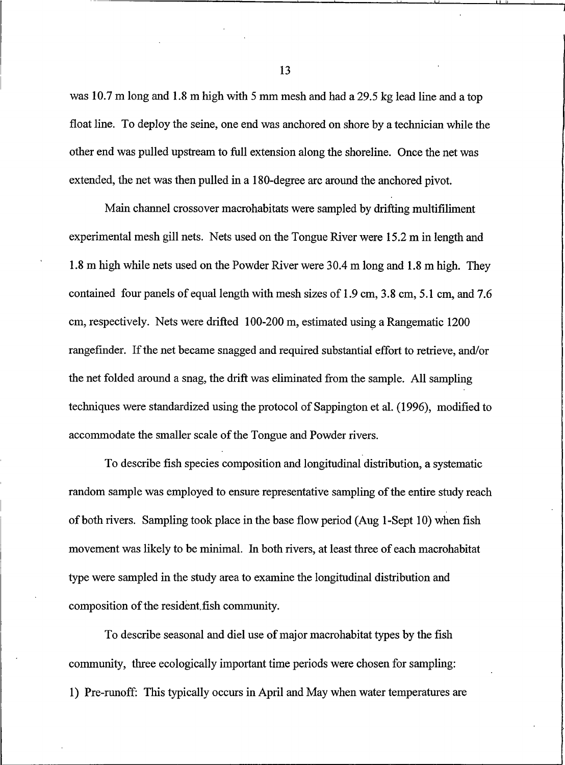was 10.7 m long and 1.8 m high with 5 mm mesh and had a 29.5 kg lead line and a top float line. To deploy the seine, one end was anchored on shore by a technician while the other end was pulled upstream to full extension along the shoreline. Once the net was extended, the net was then pulled in a 180-degree arc around the anchored pivot.

Main channel crossover macrohabitats were sampled by drifting multifiliment experimental mesh gill nets. Nets used on the Tongue River were 15.2 m in length and 1.8 m high while nets used on the Powder River were 30.4 m long and 1.8 m high. They contained four panels of equal length with mesh sizes of 1.9 cm, 3.8 cm, 5.1 cm, and 7.6 cm, respectively. Nets were drifted 100-200 m, estimated using a Rangematic 1200 rangefinder. If the net became snagged and required substantial effort to retrieve, and/or the net folded around a snag, the drift was eliminated from the sample. All sampling techniques were standardized using the protocol of Sappington et al. (1996), modified to accommodate the smaller scale of the Tongue and Powder rivers.

To describe fish species composition and longitudinal distribution, a systematic random sample was employed to ensure representative sampling of the entire study reach of both rivers. Sampling took place in the base flow period (Aug 1-Sept 10) when fish movement was likely to be minimal. In both rivers, at least three of each macrohabitat type were sampled in the study area to examine the longitudinal distribution and composition of the resident fish community.

To describe seasonal and diel use of major macrohabitat types by the fish community, three ecologically important time periods were chosen for sampling:

1) Pre-runoff: This typically occurs in April and May when water temperatures are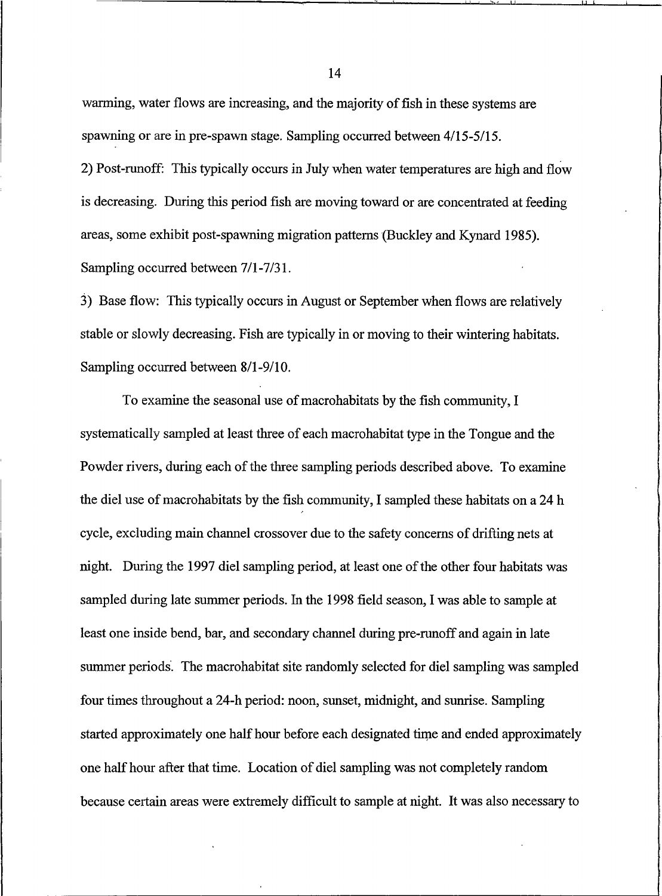warming, water flows are increasing, and the majority of fish in these systems are spawning or are in pre-spawn stage. Sampling occurred between 4/15-5/15.

2) Post-runoff: This typically occurs in July when water temperatures are high and flow is decreasing. During this period fish are moving toward or are concentrated at feeding areas, some exhibit post-spawning migration patterns (Buckley and Kynard 1985). Sampling occurred between 7/1-7/31.

3) Base flow: This typically occurs in August or September when flows are relatively stable or slowly decreasing. Fish are typically in or moving to their wintering habitats. Sampling occurred between 8/1-9/10.

To examine the seasonal use of macrohabitats by the fish community, I systematically sampled at least three of each macrohabitat type in the Tongue and the Powder rivers, during each of the three sampling periods described above. To examine the diel use of macrohabitats by the fish community, I sampled these habitats on a 24 h cycle, excluding main channel crossover due to the safety concerns of drifting nets at night. During the 1997 diel sampling period, at least one of the other four habitats was sampled during late summer periods. In the 1998 field season, I was able to sample at least one inside bend, bar, and secondary channel during pre-runoff and again in late summer periods. The macrohabitat site randomly selected for diel sampling was sampled four times throughout a 24-h period: noon, sunset, midnight, and sunrise. Sampling started approximately one half hour before each designated time and ended approximately one half hour after that time. Location of diel sampling was not completely random because certain areas were extremely difficult to sample at night. It was also necessary to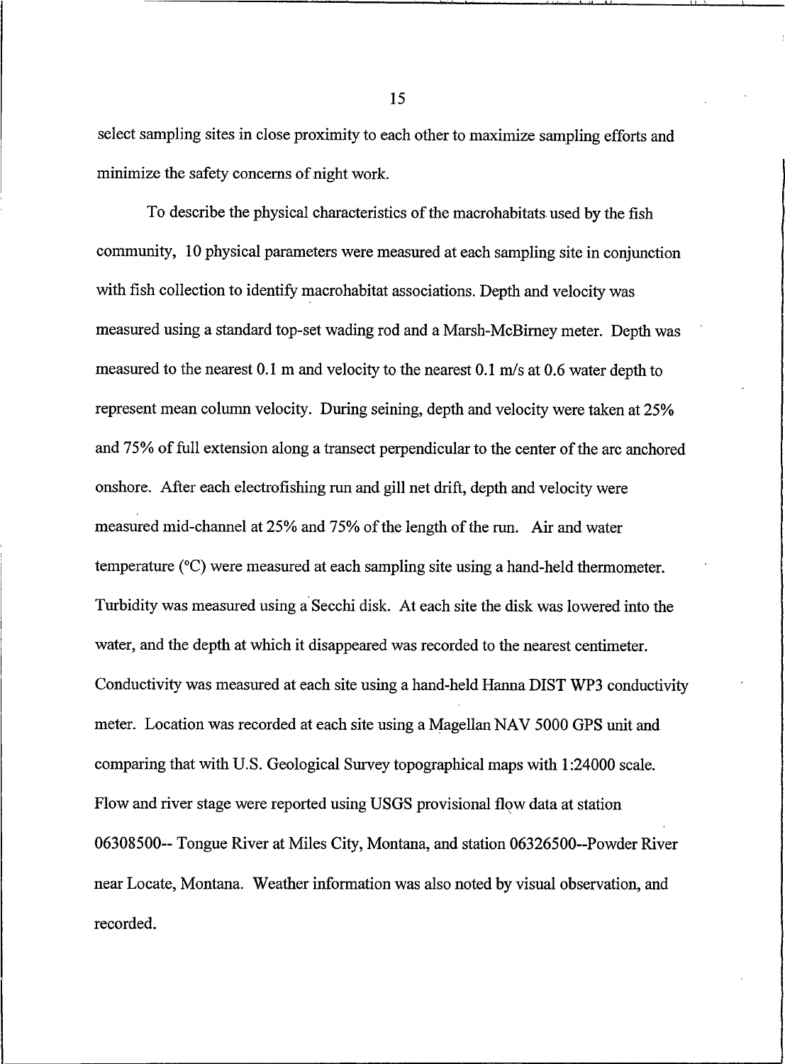select sampling sites in close proximity to each other to maximize sampling efforts and minimize the safety concerns of night work.

To describe the physical characteristics of the macrohabitats used by the fish community, 10 physical parameters were measured at each sampling site in conjunction with fish collection to identify macrohabitat associations. Depth and velocity was measured using a standard top-set wading rod and a Marsh-McBirney meter. Depth was measured to the nearest 0.1 m and velocity to the nearest 0.1 m/s at 0.6 water depth to represent mean column velocity. During seining, depth and velocity were taken at 25% and 75% of full extension along a transect perpendicular to the center of the arc anchored onshore. After each electrofishing run and gill net drift, depth and velocity were measured mid-channel at 25% and 75% of the length of the run. Air and water temperature (°C) were measured at each sampling site using a hand-held thermometer. Turbidity was measured using a Secchi disk. At each site the disk was lowered into the water, and the depth at which it disappeared was recorded to the nearest centimeter. Conductivity was measured at each site using a hand-held Hanna DIST WP3 conductivity meter. Location was recorded at each site using a Magellan NAV 5000 GPS unit and comparing that with U.S. Geological Survey topographical maps with 1:24000 scale. Flow and river stage were reported using USGS provisional flow data at station 06308500-- Tongue River at Miles City, Montana, and station 06326500--Powder River near Locate, Montana. Weather information was also noted by visual observation, and recorded.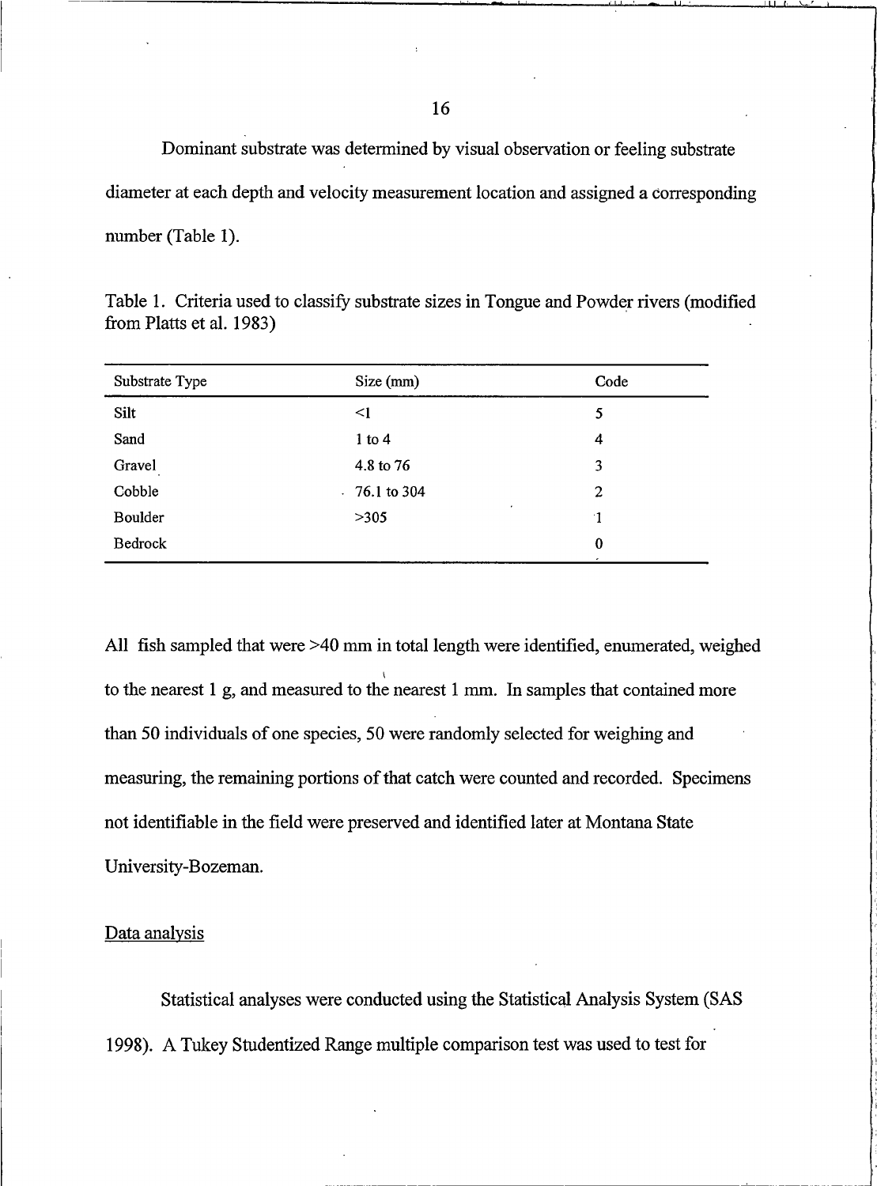Dominant substrate was determined by visual observation or feeling substrate diameter at each depth and velocity measurement location and assigned a corresponding number (Table 1).

Table 1. Criteria used to classify substrate sizes in Tongue and Powder rivers (modified from Platts et al. 1983)

| Substrate Type | Size (mm) | Code |
|---|---|---|
| Silt | <1 | 5 |
| Sand | 1 to 4 | 4 |
| Gravel | 4.8 to 76 | 3 |
| Cobble | 76.1 to 304 | 2 |
| Boulder | >305 | 1 |
| Bedrock | | 0 |

All fish sampled that were >40 mm in total length were identified, enumerated, weighed to the nearest 1 g, and measured to the nearest 1 mm. In samples that contained more than 50 individuals of one species, 50 were randomly selected for weighing and measuring, the remaining portions of that catch were counted and recorded. Specimens not identifiable in the field were preserved and identified later at Montana State University-Bozeman.

## Data analysis

Statistical analyses were conducted using the Statistical Analysis System (SAS 1998). A Tukey Studentized Range multiple comparison test was used to test for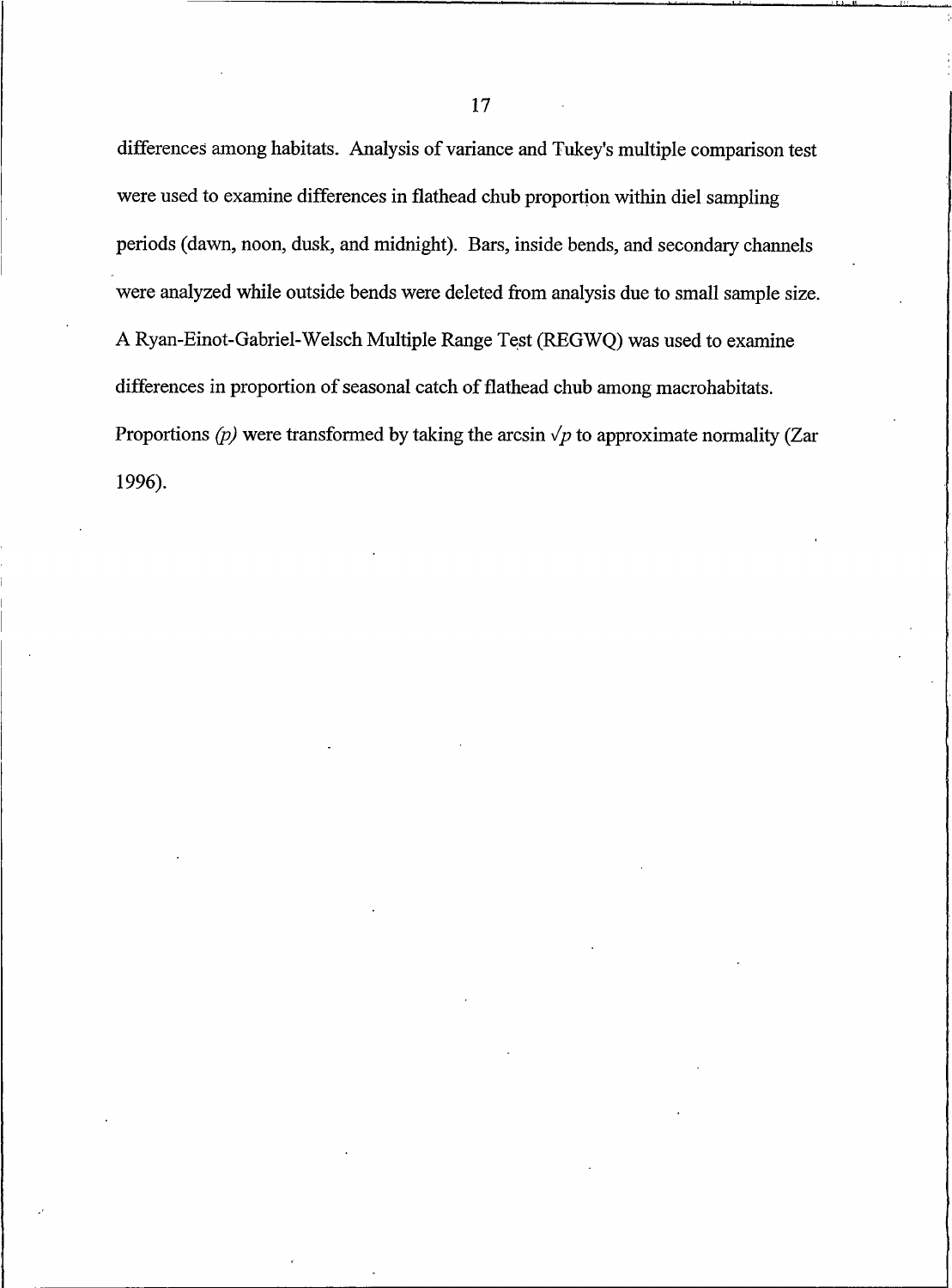differences among habitats. Analysis of variance and Tukey's multiple comparison test were used to examine differences in flathead chub proportion within diel sampling periods (dawn, noon, dusk, and midnight). Bars, inside bends, and secondary channels were analyzed while outside bends were deleted from analysis due to small sample size. A Ryan-Einot-Gabriel-Welsch Multiple Range Test (REGWQ) was used to examine differences in proportion of seasonal catch of flathead chub among macrohabitats. Proportions *(p)* were transformed by taking the arcsin $\sqrt{p}$ to approximate normality (Zar 1996).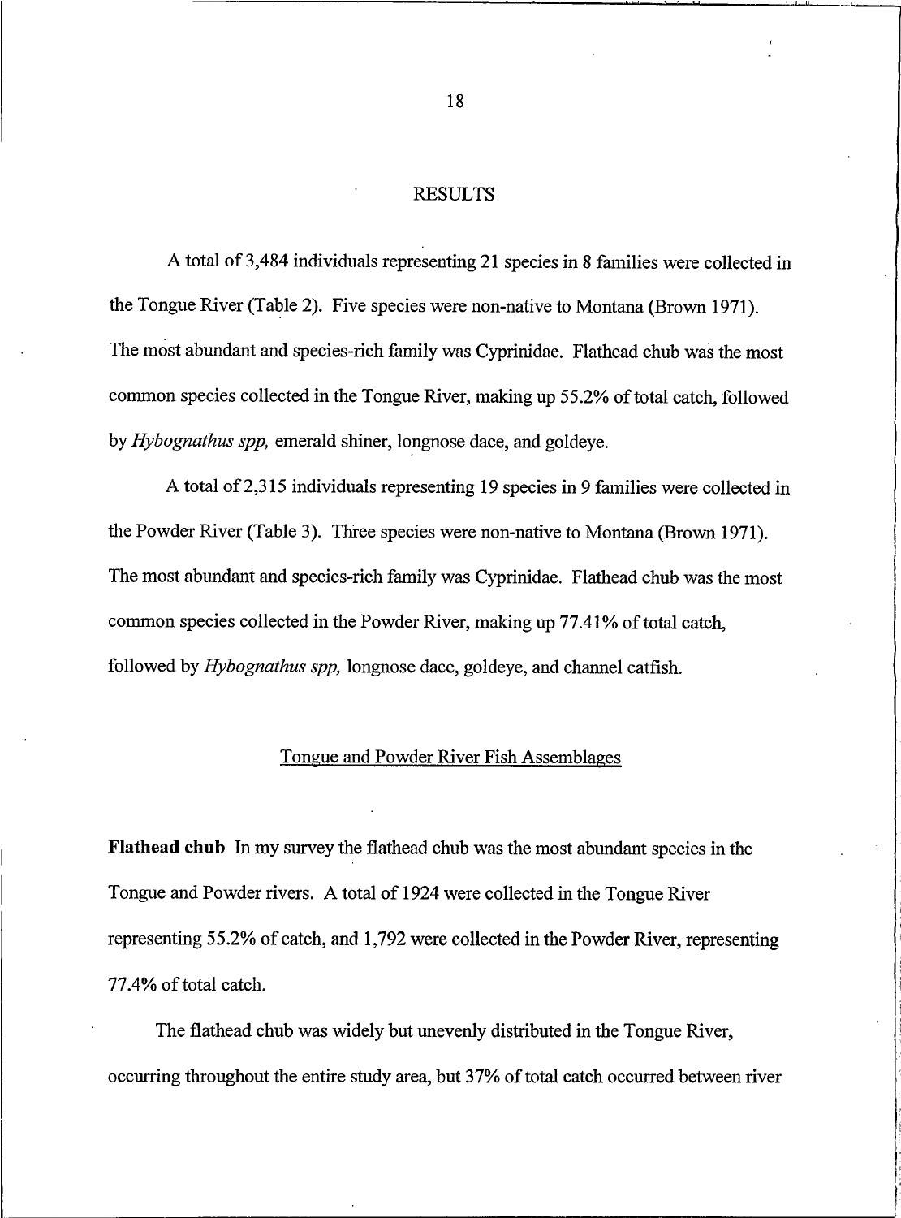# RESULTS

A total of 3,484 individuals representing 21 species in 8 families were collected in the Tongue River (Table 2). Five species were non-native to Montana (Brown 1971). The most abundant and species-rich family was Cyprinidae. Flathead chub was the most common species collected in the Tongue River, making up 55.2% of total catch, followed by *Hybognathus spp,* emerald shiner, longnose dace, and goldeye.

A total of 2,315 individuals representing 19 species in 9 families were collected in the Powder River (Table 3). Three species were non-native to Montana (Brown 1971). The most abundant and species-rich family was Cyprinidae. Flathead chub was the most common species collected in the Powder River, making up 77.41% of total catch, followed by *Hybognathus spp,* longnose dace, goldeye, and channel catfish.

## Tongue and Powder River Fish Assemblages

**Flathead chub** In my survey the flathead chub was the most abundant species in the Tongue and Powder rivers. A total of 1924 were collected in the Tongue River representing 55.2% of catch, and 1,792 were collected in the Powder River, representing 77.4% of total catch.

The flathead chub was widely but unevenly distributed in the Tongue River, occurring throughout the entire study area, but 37% of total catch occurred between river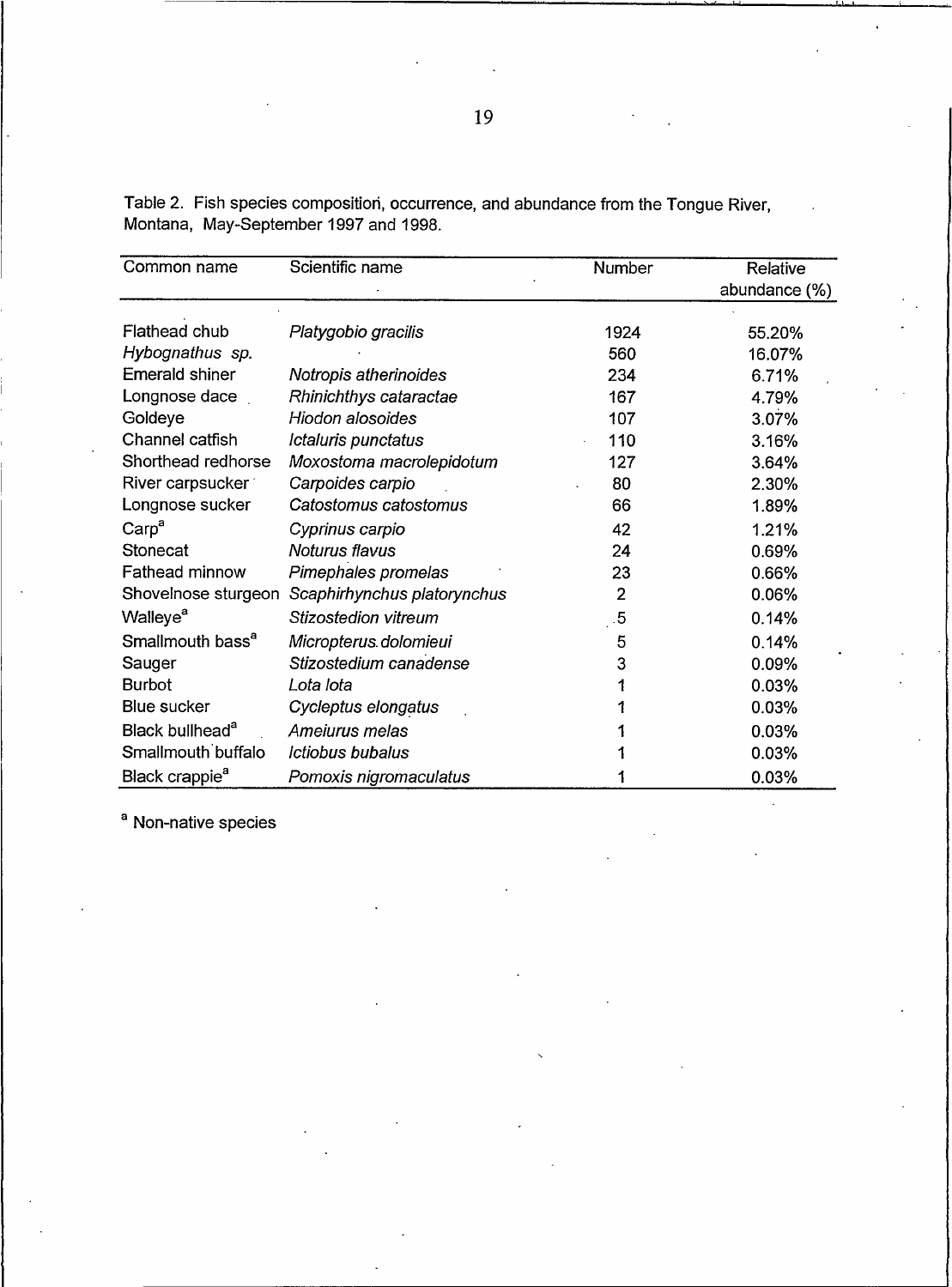Table 2. Fish species composition, occurrence, and abundance from the Tongue River, Montana, May-September 1997 and 1998.

| Common name | Scientific name | Number | Relative abundance (%) |
|---|---|---|---|
| Flathead chub | *Platygobio gracilis* | 1924 | 55.20% |
| *Hybognathus sp.* | | 560 | 16.07% |
| Emerald shiner | *Notropis atherinoides* | 234 | 6.71% |
| Longnose dace | *Rhinichthys cataractae* | 167 | 4.79% |
| Goldeye | *Hiodon alosoides* | 107 | 3.07% |
| Channel catfish | *Ictaluris punctatus* | 110 | 3.16% |
| Shorthead redhorse | *Moxostoma macrolepidotum* | 127 | 3.64% |
| River carpsucker | *Carpoides carpio* | 80 | 2.30% |
| Longnose sucker | *Catostomus catostomus* | 66 | 1.89% |
| Carp[a] | *Cyprinus carpio* | 42 | 1.21% |
| Stonecat | *Noturus flavus* | 24 | 0.69% |
| Fathead minnow | *Pimephales promelas* | 23 | 0.66% |
| Shovelnose sturgeon | *Scaphirhynchus platorynchus* | 2 | 0.06% |
| Walleye[a] | *Stizostedion vitreum* | 5 | 0.14% |
| Smallmouth bass[a] | *Micropterus dolomieui* | 5 | 0.14% |
| Sauger | *Stizostedium canadense* | 3 | 0.09% |
| Burbot | *Lota lota* | 1 | 0.03% |
| Blue sucker | *Cycleptus elongatus* | 1 | 0.03% |
| Black bullhead[a] | *Ameiurus melas* | 1 | 0.03% |
| Smallmouth buffalo | *Ictiobus bubalus* | 1 | 0.03% |
| Black crappie[a] | *Pomoxis nigromaculatus* | 1 | 0.03% |

[a] Non-native species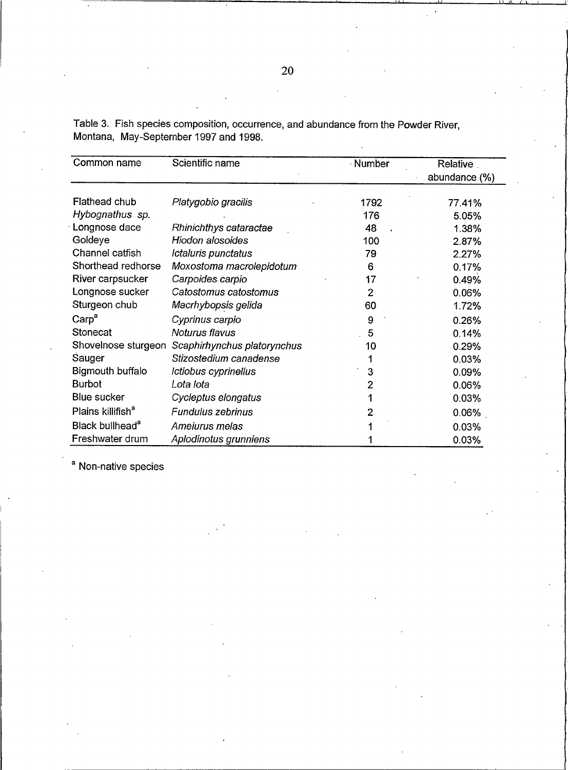Table 3. Fish species composition, occurrence, and abundance from the Powder River, Montana, May-September 1997 and 1998.

| Common name | Scientific name | Number | Relative abundance (%) |
|---|---|---|---|
| Flathead chub | *Platygobio gracilis* | 1792 | 77.41% |
| *Hybognathus sp.* | | 176 | 5.05% |
| Longnose dace | *Rhinichthys cataractae* | 48 | 1.38% |
| Goldeye | *Hiodon alosoides* | 100 | 2.87% |
| Channel catfish | *Ictaluris punctatus* | 79 | 2.27% |
| Shorthead redhorse | *Moxostoma macrolepidotum* | 6 | 0.17% |
| River carpsucker | *Carpoides carpio* | 17 | 0.49% |
| Longnose sucker | *Catostomus catostomus* | 2 | 0.06% |
| Sturgeon chub | *Macrhybopsis gelida* | 60 | 1.72% |
| Carp[a] | *Cyprinus carpio* | 9 | 0.26% |
| Stonecat | *Noturus flavus* | 5 | 0.14% |
| Shovelnose sturgeon | *Scaphirhynchus platorynchus* | 10 | 0.29% |
| Sauger | *Stizostedium canadense* | 1 | 0.03% |
| Bigmouth buffalo | *Ictiobus cyprinellus* | 3 | 0.09% |
| Burbot | *Lota lota* | 2 | 0.06% |
| Blue sucker | *Cycleptus elongatus* | 1 | 0.03% |
| Plains killifish[a] | *Fundulus zebrinus* | 2 | 0.06% |
| Black bullhead[a] | *Ameiurus melas* | 1 | 0.03% |
| Freshwater drum | *Aplodinotus grunniens* | 1 | 0.03% |

[a] Non-native species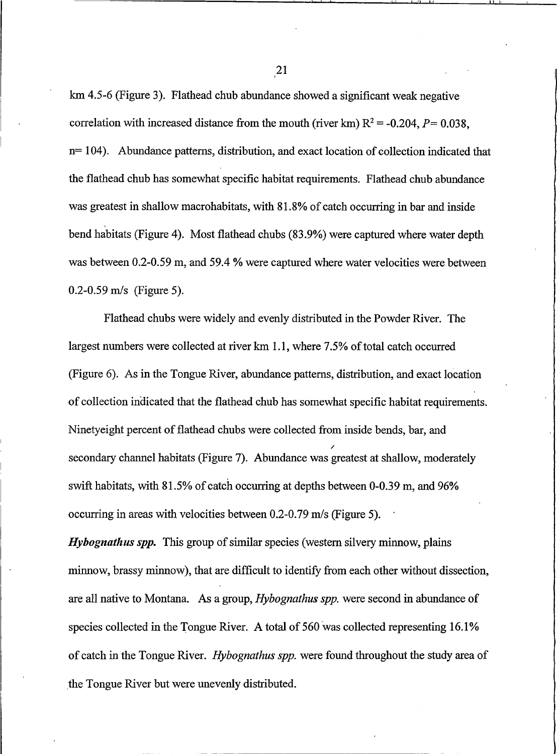km 4.5-6 (Figure 3). Flathead chub abundance showed a significant weak negative correlation with increased distance from the mouth (river km) $R^2 = -0.204$, $P = 0.038$, n= 104). Abundance patterns, distribution, and exact location of collection indicated that the flathead chub has somewhat specific habitat requirements. Flathead chub abundance was greatest in shallow macrohabitats, with 81.8% of catch occurring in bar and inside bend habitats (Figure 4). Most flathead chubs (83.9%) were captured where water depth was between 0.2-0.59 m, and 59.4 % were captured where water velocities were between 0.2-0.59 m/s (Figure 5).

Flathead chubs were widely and evenly distributed in the Powder River. The largest numbers were collected at river km 1.1, where 7.5% of total catch occurred (Figure 6). As in the Tongue River, abundance patterns, distribution, and exact location of collection indicated that the flathead chub has somewhat specific habitat requirements. Ninetyeight percent of flathead chubs were collected from inside bends, bar, and secondary channel habitats (Figure 7). Abundance was greatest at shallow, moderately swift habitats, with 81.5% of catch occurring at depths between 0-0.39 m, and 96% occurring in areas with velocities between 0.2-0.79 m/s (Figure 5).

***Hybognathus spp.*** This group of similar species (western silvery minnow, plains minnow, brassy minnow), that are difficult to identify from each other without dissection, are all native to Montana. As a group, *Hybognathus spp.* were second in abundance of species collected in the Tongue River. A total of 560 was collected representing 16.1% of catch in the Tongue River. *Hybognathus spp.* were found throughout the study area of the Tongue River but were unevenly distributed.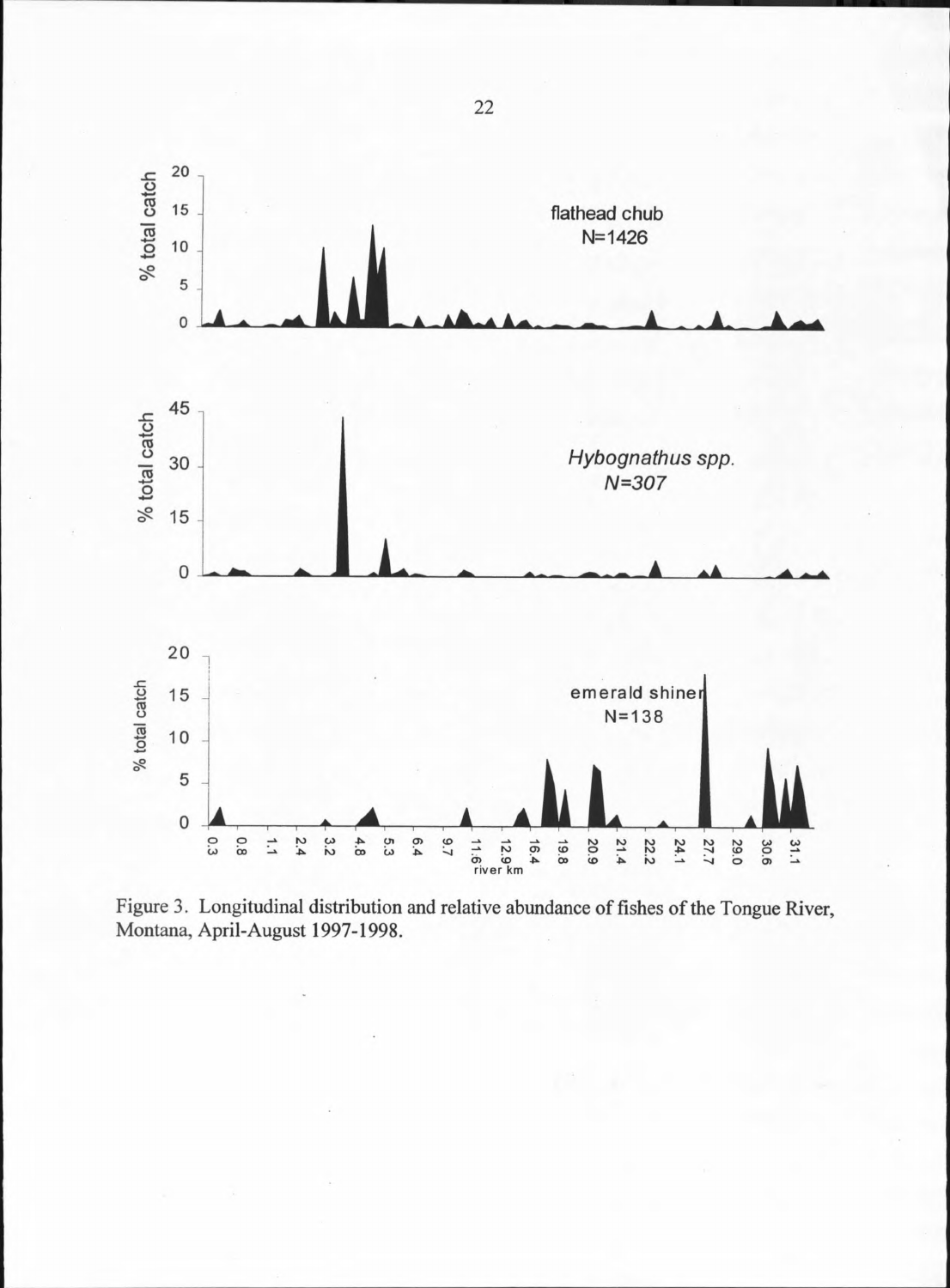Figure 3. Longitudinal distribution and relative abundance of fishes of the Tongue River, Montana, April-August 1997-1998.